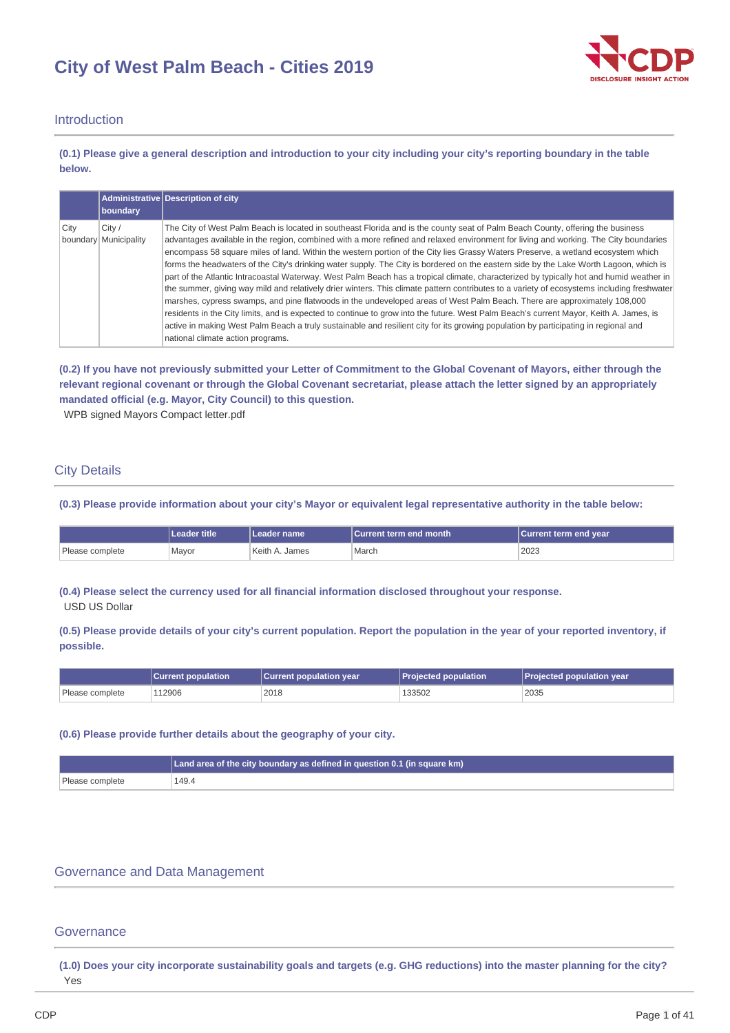# City of West Palm Beach - Cities 2019

## Introduction

**(0.1) Please give a general description and introduction to your city including your city's reporting boundary in the table below.**

| | Administrative boundary | Description of city |
|---|---|---|
| City boundary | City / Municipality | The City of West Palm Beach is located in southeast Florida and is the county seat of Palm Beach County, offering the business advantages available in the region, combined with a more refined and relaxed environment for living and working. The City boundaries encompass 58 square miles of land. Within the western portion of the City lies Grassy Waters Preserve, a wetland ecosystem which forms the headwaters of the City's drinking water supply. The City is bordered on the eastern side by the Lake Worth Lagoon, which is part of the Atlantic Intracoastal Waterway. West Palm Beach has a tropical climate, characterized by typically hot and humid weather in the summer, giving way mild and relatively drier winters. This climate pattern contributes to a variety of ecosystems including freshwater marshes, cypress swamps, and pine flatwoods in the undeveloped areas of West Palm Beach. There are approximately 108,000 residents in the City limits, and is expected to continue to grow into the future. West Palm Beach's current Mayor, Keith A. James, is active in making West Palm Beach a truly sustainable and resilient city for its growing population by participating in regional and national climate action programs. |

**(0.2) If you have not previously submitted your Letter of Commitment to the Global Covenant of Mayors, either through the relevant regional covenant or through the Global Covenant secretariat, please attach the letter signed by an appropriately mandated official (e.g. Mayor, City Council) to this question.**

WPB signed Mayors Compact letter.pdf

## City Details

**(0.3) Please provide information about your city's Mayor or equivalent legal representative authority in the table below:**

| | Leader title | Leader name | Current term end month | Current term end year |
|---|---|---|---|---|
| Please complete | Mayor | Keith A. James | March | 2023 |

**(0.4) Please select the currency used for all financial information disclosed throughout your response.**

USD US Dollar

**(0.5) Please provide details of your city's current population. Report the population in the year of your reported inventory, if possible.**

| | Current population | Current population year | Projected population | Projected population year |
|---|---|---|---|---|
| Please complete | 112906 | 2018 | 133502 | 2035 |

**(0.6) Please provide further details about the geography of your city.**

| | Land area of the city boundary as defined in question 0.1 (in square km) |
|---|---|
| Please complete | 149.4 |

## Governance and Data Management

## Governance

**(1.0) Does your city incorporate sustainability goals and targets (e.g. GHG reductions) into the master planning for the city?**

Yes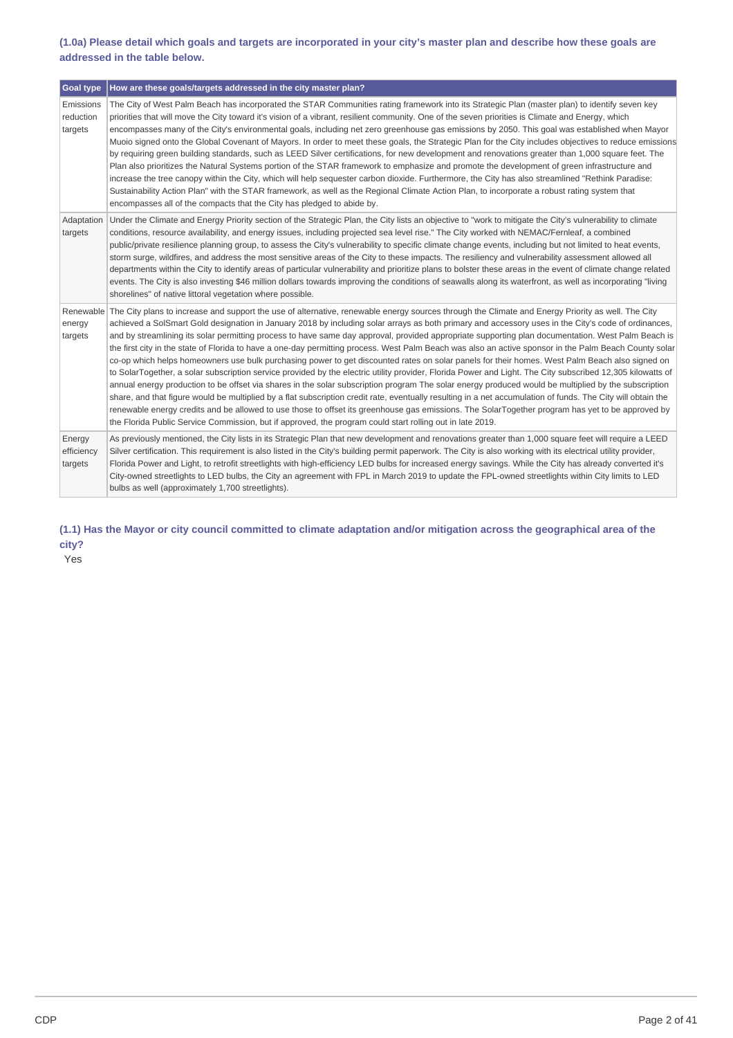### (1.0a) Please detail which goals and targets are incorporated in your city's master plan and describe how these goals are addressed in the table below.

| Goal type | How are these goals/targets addressed in the city master plan? |
|---|---|
| Emissions reduction targets | The City of West Palm Beach has incorporated the STAR Communities rating framework into its Strategic Plan (master plan) to identify seven key priorities that will move the City toward it's vision of a vibrant, resilient community. One of the seven priorities is Climate and Energy, which encompasses many of the City's environmental goals, including net zero greenhouse gas emissions by 2050. This goal was established when Mayor Muoio signed onto the Global Covenant of Mayors. In order to meet these goals, the Strategic Plan for the City includes objectives to reduce emissions by requiring green building standards, such as LEED Silver certifications, for new development and renovations greater than 1,000 square feet. The Plan also prioritizes the Natural Systems portion of the STAR framework to emphasize and promote the development of green infrastructure and increase the tree canopy within the City, which will help sequester carbon dioxide. Furthermore, the City has also streamlined "Rethink Paradise: Sustainability Action Plan" with the STAR framework, as well as the Regional Climate Action Plan, to incorporate a robust rating system that encompasses all of the compacts that the City has pledged to abide by. |
| Adaptation targets | Under the Climate and Energy Priority section of the Strategic Plan, the City lists an objective to "work to mitigate the City's vulnerability to climate conditions, resource availability, and energy issues, including projected sea level rise." The City worked with NEMAC/Fernleaf, a combined public/private resilience planning group, to assess the City's vulnerability to specific climate change events, including but not limited to heat events, storm surge, wildfires, and address the most sensitive areas of the City to these impacts. The resiliency and vulnerability assessment allowed all departments within the City to identify areas of particular vulnerability and prioritize plans to bolster these areas in the event of climate change related events. The City is also investing $46 million dollars towards improving the conditions of seawalls along its waterfront, as well as incorporating "living shorelines" of native littoral vegetation where possible. |
| Renewable energy targets | The City plans to increase and support the use of alternative, renewable energy sources through the Climate and Energy Priority as well. The City achieved a SolSmart Gold designation in January 2018 by including solar arrays as both primary and accessory uses in the City's code of ordinances, and by streamlining its solar permitting process to have same day approval, provided appropriate supporting plan documentation. West Palm Beach is the first city in the state of Florida to have a one-day permitting process. West Palm Beach was also an active sponsor in the Palm Beach County solar co-op which helps homeowners use bulk purchasing power to get discounted rates on solar panels for their homes. West Palm Beach also signed on to SolarTogether, a solar subscription service provided by the electric utility provider, Florida Power and Light. The City subscribed 12,305 kilowatts of annual energy production to be offset via shares in the solar subscription program The solar energy produced would be multiplied by the subscription share, and that figure would be multiplied by a flat subscription credit rate, eventually resulting in a net accumulation of funds. The City will obtain the renewable energy credits and be allowed to use those to offset its greenhouse gas emissions. The SolarTogether program has yet to be approved by the Florida Public Service Commission, but if approved, the program could start rolling out in late 2019. |
| Energy efficiency targets | As previously mentioned, the City lists in its Strategic Plan that new development and renovations greater than 1,000 square feet will require a LEED Silver certification. This requirement is also listed in the City's building permit paperwork. The City is also working with its electrical utility provider, Florida Power and Light, to retrofit streetlights with high-efficiency LED bulbs for increased energy savings. While the City has already converted it's City-owned streetlights to LED bulbs, the City an agreement with FPL in March 2019 to update the FPL-owned streetlights within City limits to LED bulbs as well (approximately 1,700 streetlights). |

### (1.1) Has the Mayor or city council committed to climate adaptation and/or mitigation across the geographical area of the city?

Yes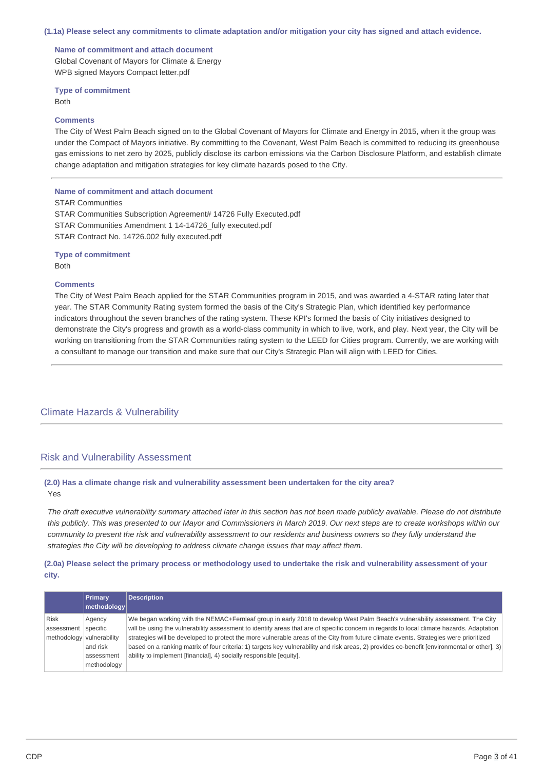**(1.1a) Please select any commitments to climate adaptation and/or mitigation your city has signed and attach evidence.**

**Name of commitment and attach document**
Global Covenant of Mayors for Climate & Energy
WPB signed Mayors Compact letter.pdf

**Type of commitment**
Both

**Comments**
The City of West Palm Beach signed on to the Global Covenant of Mayors for Climate and Energy in 2015, when it the group was under the Compact of Mayors initiative. By committing to the Covenant, West Palm Beach is committed to reducing its greenhouse gas emissions to net zero by 2025, publicly disclose its carbon emissions via the Carbon Disclosure Platform, and establish climate change adaptation and mitigation strategies for key climate hazards posed to the City.

---

**Name of commitment and attach document**
STAR Communities
STAR Communities Subscription Agreement# 14726 Fully Executed.pdf
STAR Communities Amendment 1 14-14726_fully executed.pdf
STAR Contract No. 14726.002 fully executed.pdf

**Type of commitment**
Both

**Comments**
The City of West Palm Beach applied for the STAR Communities program in 2015, and was awarded a 4-STAR rating later that year. The STAR Community Rating system formed the basis of the City's Strategic Plan, which identified key performance indicators throughout the seven branches of the rating system. These KPI's formed the basis of City initiatives designed to demonstrate the City's progress and growth as a world-class community in which to live, work, and play. Next year, the City will be working on transitioning from the STAR Communities rating system to the LEED for Cities program. Currently, we are working with a consultant to manage our transition and make sure that our City's Strategic Plan will align with LEED for Cities.

---

## Climate Hazards & Vulnerability

## Risk and Vulnerability Assessment

**(2.0) Has a climate change risk and vulnerability assessment been undertaken for the city area?**
Yes

*The draft executive vulnerability summary attached later in this section has not been made publicly available. Please do not distribute this publicly. This was presented to our Mayor and Commissioners in March 2019. Our next steps are to create workshops within our community to present the risk and vulnerability assessment to our residents and business owners so they fully understand the strategies the City will be developing to address climate change issues that may affect them.*

**(2.0a) Please select the primary process or methodology used to undertake the risk and vulnerability assessment of your city.**

| | Primary methodology | Description |
|---|---|---|
| Risk assessment methodology | Agency specific vulnerability and risk assessment methodology | We began working with the NEMAC+Fernleaf group in early 2018 to develop West Palm Beach's vulnerability assessment. The City will be using the vulnerability assessment to identify areas that are of specific concern in regards to local climate hazards. Adaptation strategies will be developed to protect the more vulnerable areas of the City from future climate events. Strategies were prioritized based on a ranking matrix of four criteria: 1) targets key vulnerability and risk areas, 2) provides co-benefit [environmental or other], 3) ability to implement [financial], 4) socially responsible [equity]. |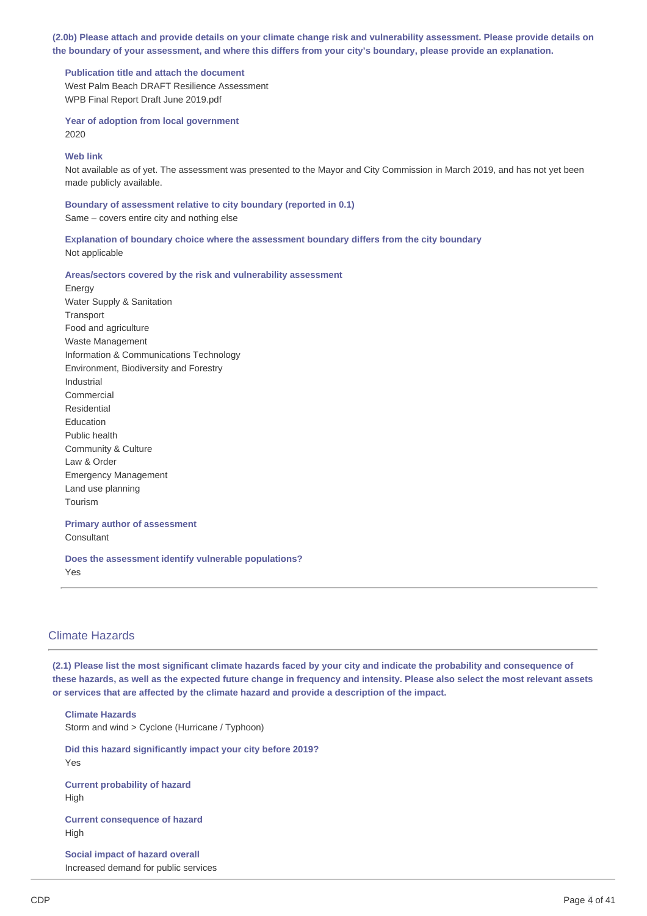**(2.0b) Please attach and provide details on your climate change risk and vulnerability assessment. Please provide details on the boundary of your assessment, and where this differs from your city's boundary, please provide an explanation.**

**Publication title and attach the document**

West Palm Beach DRAFT Resilience Assessment
WPB Final Report Draft June 2019.pdf

**Year of adoption from local government**

2020

**Web link**

Not available as of yet. The assessment was presented to the Mayor and City Commission in March 2019, and has not yet been made publicly available.

**Boundary of assessment relative to city boundary (reported in 0.1)**

Same – covers entire city and nothing else

**Explanation of boundary choice where the assessment boundary differs from the city boundary**

Not applicable

**Areas/sectors covered by the risk and vulnerability assessment**

Energy
Water Supply & Sanitation
Transport
Food and agriculture
Waste Management
Information & Communications Technology
Environment, Biodiversity and Forestry
Industrial
Commercial
Residential
Education
Public health
Community & Culture
Law & Order
Emergency Management
Land use planning
Tourism

**Primary author of assessment**

Consultant

**Does the assessment identify vulnerable populations?**

Yes

---

## Climate Hazards

**(2.1) Please list the most significant climate hazards faced by your city and indicate the probability and consequence of these hazards, as well as the expected future change in frequency and intensity. Please also select the most relevant assets or services that are affected by the climate hazard and provide a description of the impact.**

**Climate Hazards**

Storm and wind > Cyclone (Hurricane / Typhoon)

**Did this hazard significantly impact your city before 2019?**

Yes

**Current probability of hazard**

High

**Current consequence of hazard**

High

**Social impact of hazard overall**

Increased demand for public services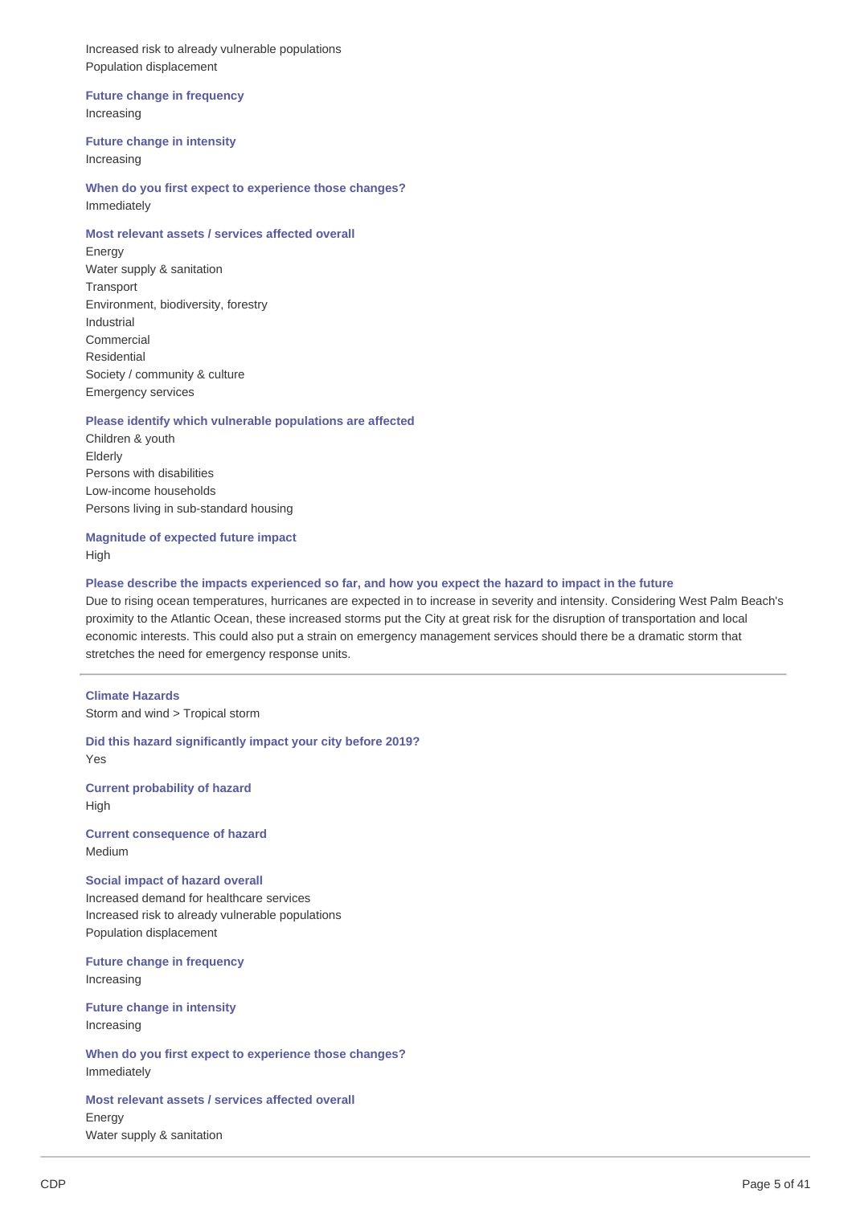Increased risk to already vulnerable populations
Population displacement

**Future change in frequency**
Increasing

**Future change in intensity**
Increasing

**When do you first expect to experience those changes?**
Immediately

**Most relevant assets / services affected overall**
Energy
Water supply & sanitation
Transport
Environment, biodiversity, forestry
Industrial
Commercial
Residential
Society / community & culture
Emergency services

**Please identify which vulnerable populations are affected**
Children & youth
Elderly
Persons with disabilities
Low-income households
Persons living in sub-standard housing

**Magnitude of expected future impact**
High

**Please describe the impacts experienced so far, and how you expect the hazard to impact in the future**
Due to rising ocean temperatures, hurricanes are expected in to increase in severity and intensity. Considering West Palm Beach's proximity to the Atlantic Ocean, these increased storms put the City at great risk for the disruption of transportation and local economic interests. This could also put a strain on emergency management services should there be a dramatic storm that stretches the need for emergency response units.

---

**Climate Hazards**
Storm and wind > Tropical storm

**Did this hazard significantly impact your city before 2019?**
Yes

**Current probability of hazard**
High

**Current consequence of hazard**
Medium

**Social impact of hazard overall**
Increased demand for healthcare services
Increased risk to already vulnerable populations
Population displacement

**Future change in frequency**
Increasing

**Future change in intensity**
Increasing

**When do you first expect to experience those changes?**
Immediately

**Most relevant assets / services affected overall**
Energy
Water supply & sanitation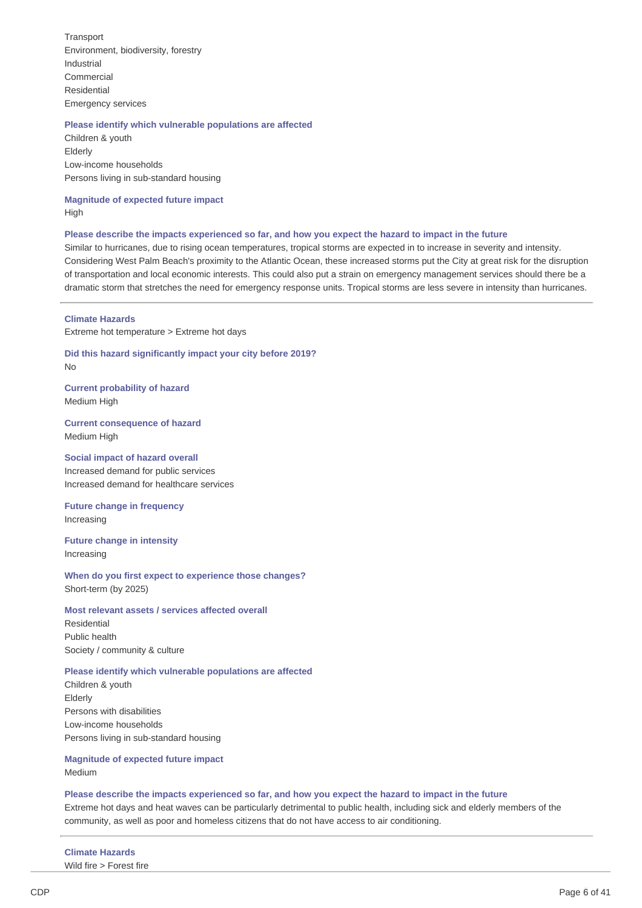Transport
Environment, biodiversity, forestry
Industrial
Commercial
Residential
Emergency services

**Please identify which vulnerable populations are affected**
Children & youth
Elderly
Low-income households
Persons living in sub-standard housing

**Magnitude of expected future impact**
High

**Please describe the impacts experienced so far, and how you expect the hazard to impact in the future**
Similar to hurricanes, due to rising ocean temperatures, tropical storms are expected in to increase in severity and intensity. Considering West Palm Beach's proximity to the Atlantic Ocean, these increased storms put the City at great risk for the disruption of transportation and local economic interests. This could also put a strain on emergency management services should there be a dramatic storm that stretches the need for emergency response units. Tropical storms are less severe in intensity than hurricanes.

---

**Climate Hazards**
Extreme hot temperature > Extreme hot days

**Did this hazard significantly impact your city before 2019?**
No

**Current probability of hazard**
Medium High

**Current consequence of hazard**
Medium High

**Social impact of hazard overall**
Increased demand for public services
Increased demand for healthcare services

**Future change in frequency**
Increasing

**Future change in intensity**
Increasing

**When do you first expect to experience those changes?**
Short-term (by 2025)

**Most relevant assets / services affected overall**
Residential
Public health
Society / community & culture

**Please identify which vulnerable populations are affected**
Children & youth
Elderly
Persons with disabilities
Low-income households
Persons living in sub-standard housing

**Magnitude of expected future impact**
Medium

**Please describe the impacts experienced so far, and how you expect the hazard to impact in the future**
Extreme hot days and heat waves can be particularly detrimental to public health, including sick and elderly members of the community, as well as poor and homeless citizens that do not have access to air conditioning.

---

**Climate Hazards**
Wild fire > Forest fire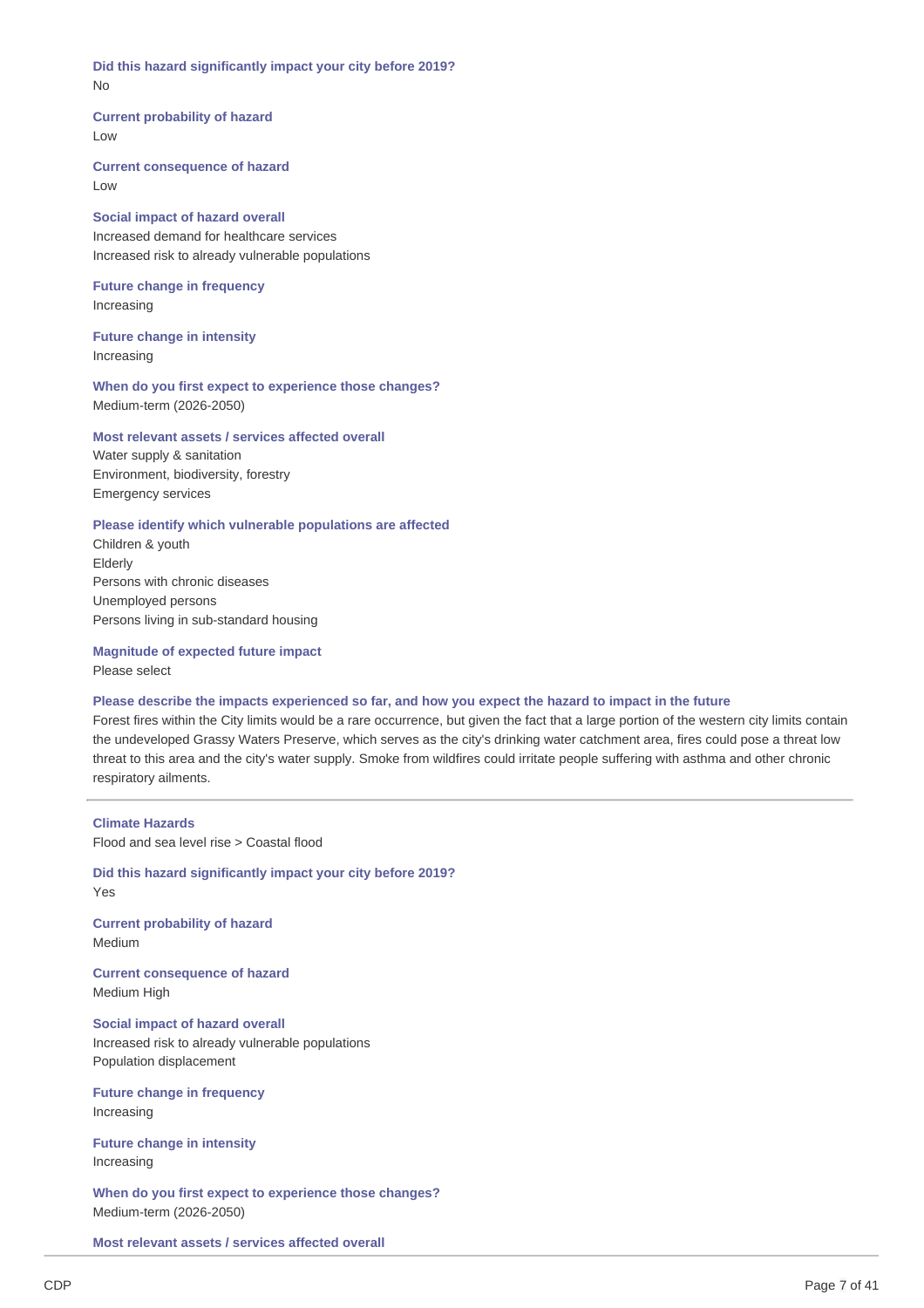**Did this hazard significantly impact your city before 2019?**
No

**Current probability of hazard**
Low

**Current consequence of hazard**
Low

**Social impact of hazard overall**
Increased demand for healthcare services
Increased risk to already vulnerable populations

**Future change in frequency**
Increasing

**Future change in intensity**
Increasing

**When do you first expect to experience those changes?**
Medium-term (2026-2050)

**Most relevant assets / services affected overall**
Water supply & sanitation
Environment, biodiversity, forestry
Emergency services

**Please identify which vulnerable populations are affected**
Children & youth
Elderly
Persons with chronic diseases
Unemployed persons
Persons living in sub-standard housing

**Magnitude of expected future impact**
Please select

**Please describe the impacts experienced so far, and how you expect the hazard to impact in the future**
Forest fires within the City limits would be a rare occurrence, but given the fact that a large portion of the western city limits contain the undeveloped Grassy Waters Preserve, which serves as the city's drinking water catchment area, fires could pose a threat low threat to this area and the city's water supply. Smoke from wildfires could irritate people suffering with asthma and other chronic respiratory ailments.

---

**Climate Hazards**
Flood and sea level rise > Coastal flood

**Did this hazard significantly impact your city before 2019?**
Yes

**Current probability of hazard**
Medium

**Current consequence of hazard**
Medium High

**Social impact of hazard overall**
Increased risk to already vulnerable populations
Population displacement

**Future change in frequency**
Increasing

**Future change in intensity**
Increasing

**When do you first expect to experience those changes?**
Medium-term (2026-2050)

**Most relevant assets / services affected overall**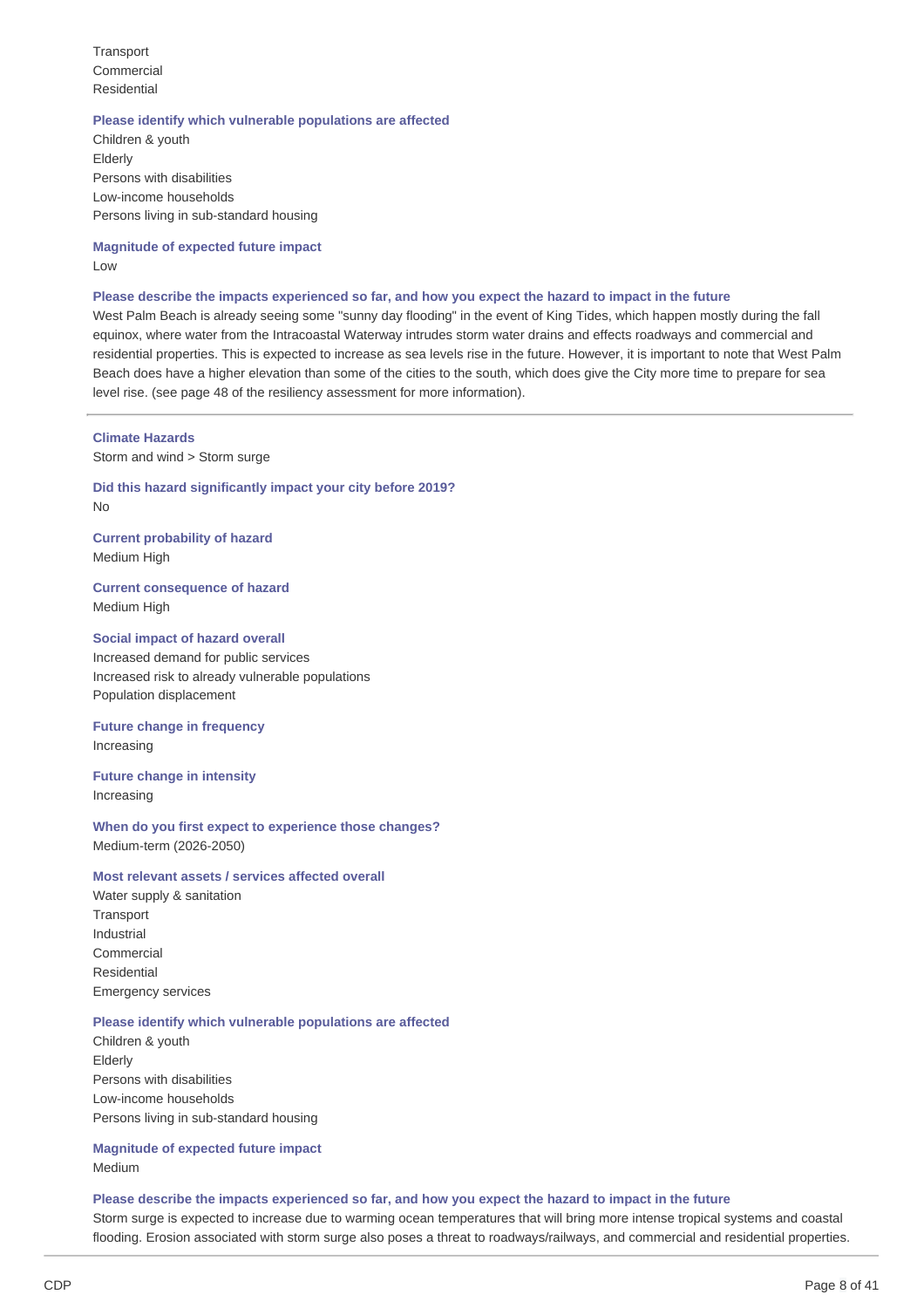Transport
Commercial
Residential

**Please identify which vulnerable populations are affected**

Children & youth
Elderly
Persons with disabilities
Low-income households
Persons living in sub-standard housing

**Magnitude of expected future impact**

Low

**Please describe the impacts experienced so far, and how you expect the hazard to impact in the future**

West Palm Beach is already seeing some "sunny day flooding" in the event of King Tides, which happen mostly during the fall equinox, where water from the Intracoastal Waterway intrudes storm water drains and effects roadways and commercial and residential properties. This is expected to increase as sea levels rise in the future. However, it is important to note that West Palm Beach does have a higher elevation than some of the cities to the south, which does give the City more time to prepare for sea level rise. (see page 48 of the resiliency assessment for more information).

---

**Climate Hazards**

Storm and wind > Storm surge

**Did this hazard significantly impact your city before 2019?**

No

**Current probability of hazard**

Medium High

**Current consequence of hazard**

Medium High

**Social impact of hazard overall**

Increased demand for public services
Increased risk to already vulnerable populations
Population displacement

**Future change in frequency**

Increasing

**Future change in intensity**

Increasing

**When do you first expect to experience those changes?**

Medium-term (2026-2050)

**Most relevant assets / services affected overall**

Water supply & sanitation
Transport
Industrial
Commercial
Residential
Emergency services

**Please identify which vulnerable populations are affected**

Children & youth
Elderly
Persons with disabilities
Low-income households
Persons living in sub-standard housing

**Magnitude of expected future impact**

Medium

**Please describe the impacts experienced so far, and how you expect the hazard to impact in the future**

Storm surge is expected to increase due to warming ocean temperatures that will bring more intense tropical systems and coastal flooding. Erosion associated with storm surge also poses a threat to roadways/railways, and commercial and residential properties.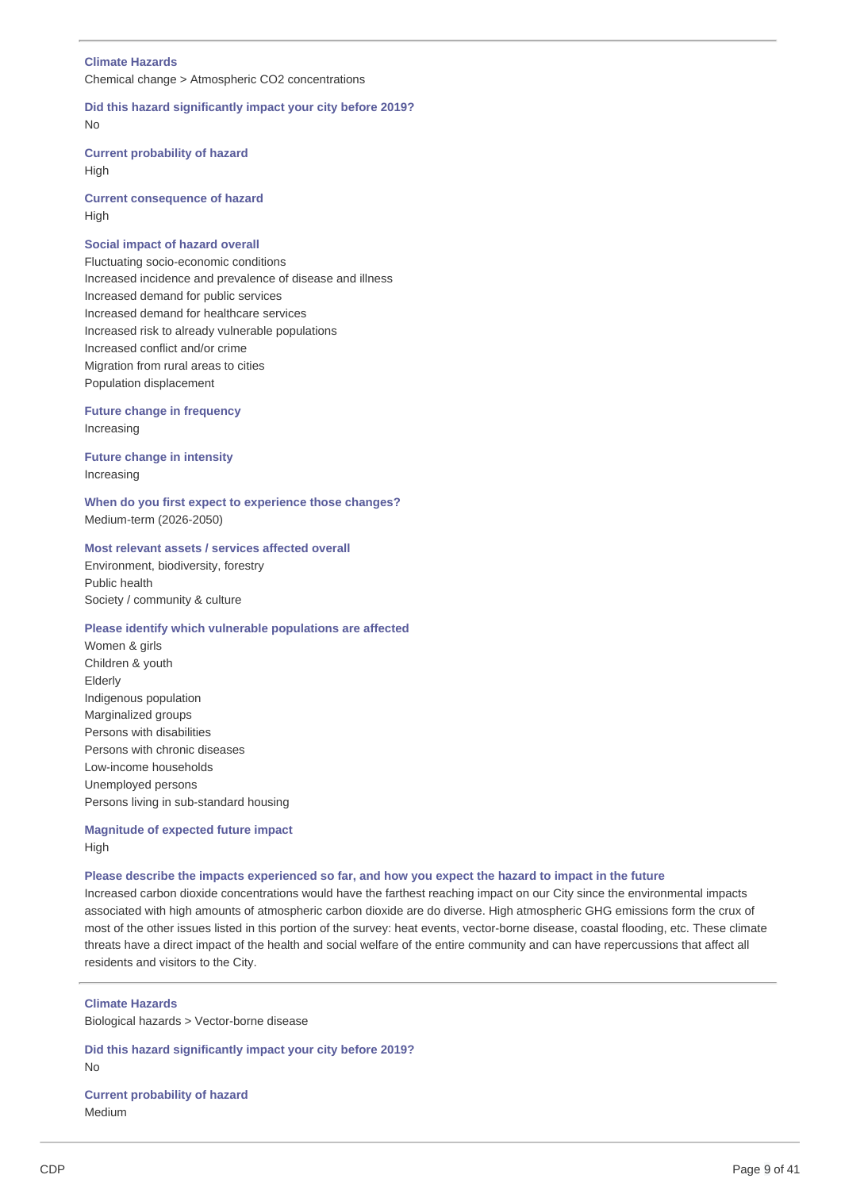---

**Climate Hazards**
Chemical change > Atmospheric $CO_2$ concentrations

**Did this hazard significantly impact your city before 2019?**
No

**Current probability of hazard**
High

**Current consequence of hazard**
High

**Social impact of hazard overall**
Fluctuating socio-economic conditions
Increased incidence and prevalence of disease and illness
Increased demand for public services
Increased demand for healthcare services
Increased risk to already vulnerable populations
Increased conflict and/or crime
Migration from rural areas to cities
Population displacement

**Future change in frequency**
Increasing

**Future change in intensity**
Increasing

**When do you first expect to experience those changes?**
Medium-term (2026-2050)

**Most relevant assets / services affected overall**
Environment, biodiversity, forestry
Public health
Society / community & culture

**Please identify which vulnerable populations are affected**
Women & girls
Children & youth
Elderly
Indigenous population
Marginalized groups
Persons with disabilities
Persons with chronic diseases
Low-income households
Unemployed persons
Persons living in sub-standard housing

**Magnitude of expected future impact**
High

**Please describe the impacts experienced so far, and how you expect the hazard to impact in the future**
Increased carbon dioxide concentrations would have the farthest reaching impact on our City since the environmental impacts associated with high amounts of atmospheric carbon dioxide are do diverse. High atmospheric GHG emissions form the crux of most of the other issues listed in this portion of the survey: heat events, vector-borne disease, coastal flooding, etc. These climate threats have a direct impact of the health and social welfare of the entire community and can have repercussions that affect all residents and visitors to the City.

---

**Climate Hazards**
Biological hazards > Vector-borne disease

**Did this hazard significantly impact your city before 2019?**
No

**Current probability of hazard**
Medium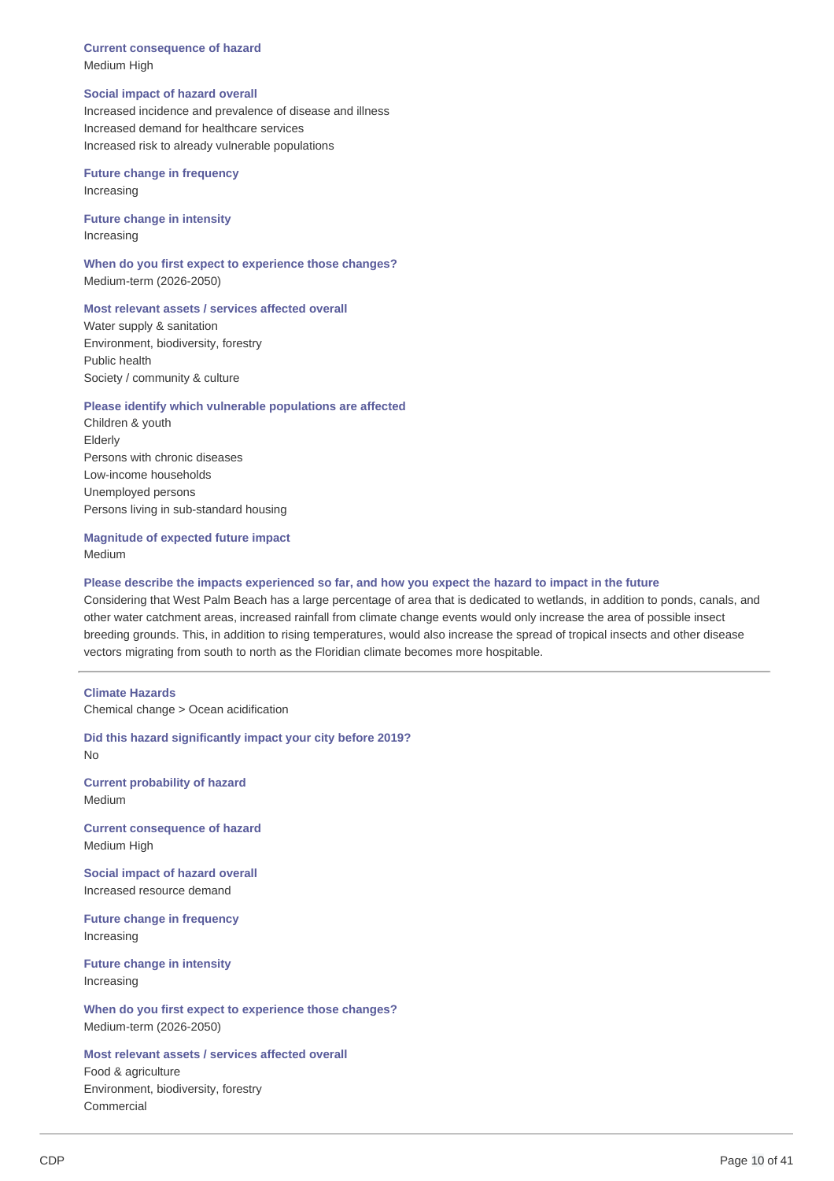**Current consequence of hazard**
Medium High

**Social impact of hazard overall**
Increased incidence and prevalence of disease and illness
Increased demand for healthcare services
Increased risk to already vulnerable populations

**Future change in frequency**
Increasing

**Future change in intensity**
Increasing

**When do you first expect to experience those changes?**
Medium-term (2026-2050)

**Most relevant assets / services affected overall**
Water supply & sanitation
Environment, biodiversity, forestry
Public health
Society / community & culture

**Please identify which vulnerable populations are affected**
Children & youth
Elderly
Persons with chronic diseases
Low-income households
Unemployed persons
Persons living in sub-standard housing

**Magnitude of expected future impact**
Medium

**Please describe the impacts experienced so far, and how you expect the hazard to impact in the future**
Considering that West Palm Beach has a large percentage of area that is dedicated to wetlands, in addition to ponds, canals, and other water catchment areas, increased rainfall from climate change events would only increase the area of possible insect breeding grounds. This, in addition to rising temperatures, would also increase the spread of tropical insects and other disease vectors migrating from south to north as the Floridian climate becomes more hospitable.

---

**Climate Hazards**
Chemical change > Ocean acidification

**Did this hazard significantly impact your city before 2019?**
No

**Current probability of hazard**
Medium

**Current consequence of hazard**
Medium High

**Social impact of hazard overall**
Increased resource demand

**Future change in frequency**
Increasing

**Future change in intensity**
Increasing

**When do you first expect to experience those changes?**
Medium-term (2026-2050)

**Most relevant assets / services affected overall**
Food & agriculture
Environment, biodiversity, forestry
Commercial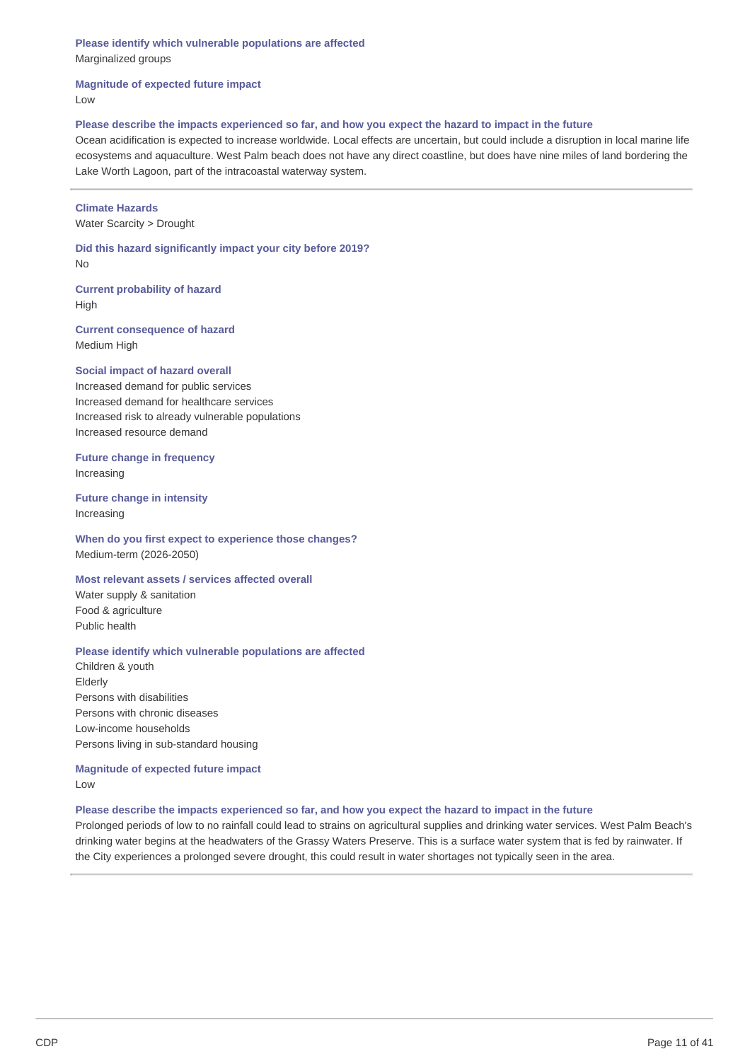**Please identify which vulnerable populations are affected**
Marginalized groups

**Magnitude of expected future impact**
Low

**Please describe the impacts experienced so far, and how you expect the hazard to impact in the future**
Ocean acidification is expected to increase worldwide. Local effects are uncertain, but could include a disruption in local marine life ecosystems and aquaculture. West Palm beach does not have any direct coastline, but does have nine miles of land bordering the Lake Worth Lagoon, part of the intracoastal waterway system.

---

**Climate Hazards**
Water Scarcity > Drought

**Did this hazard significantly impact your city before 2019?**
No

**Current probability of hazard**
High

**Current consequence of hazard**
Medium High

**Social impact of hazard overall**
Increased demand for public services
Increased demand for healthcare services
Increased risk to already vulnerable populations
Increased resource demand

**Future change in frequency**
Increasing

**Future change in intensity**
Increasing

**When do you first expect to experience those changes?**
Medium-term (2026-2050)

**Most relevant assets / services affected overall**
Water supply & sanitation
Food & agriculture
Public health

**Please identify which vulnerable populations are affected**
Children & youth
Elderly
Persons with disabilities
Persons with chronic diseases
Low-income households
Persons living in sub-standard housing

**Magnitude of expected future impact**
Low

**Please describe the impacts experienced so far, and how you expect the hazard to impact in the future**
Prolonged periods of low to no rainfall could lead to strains on agricultural supplies and drinking water services. West Palm Beach's drinking water begins at the headwaters of the Grassy Waters Preserve. This is a surface water system that is fed by rainwater. If the City experiences a prolonged severe drought, this could result in water shortages not typically seen in the area.

---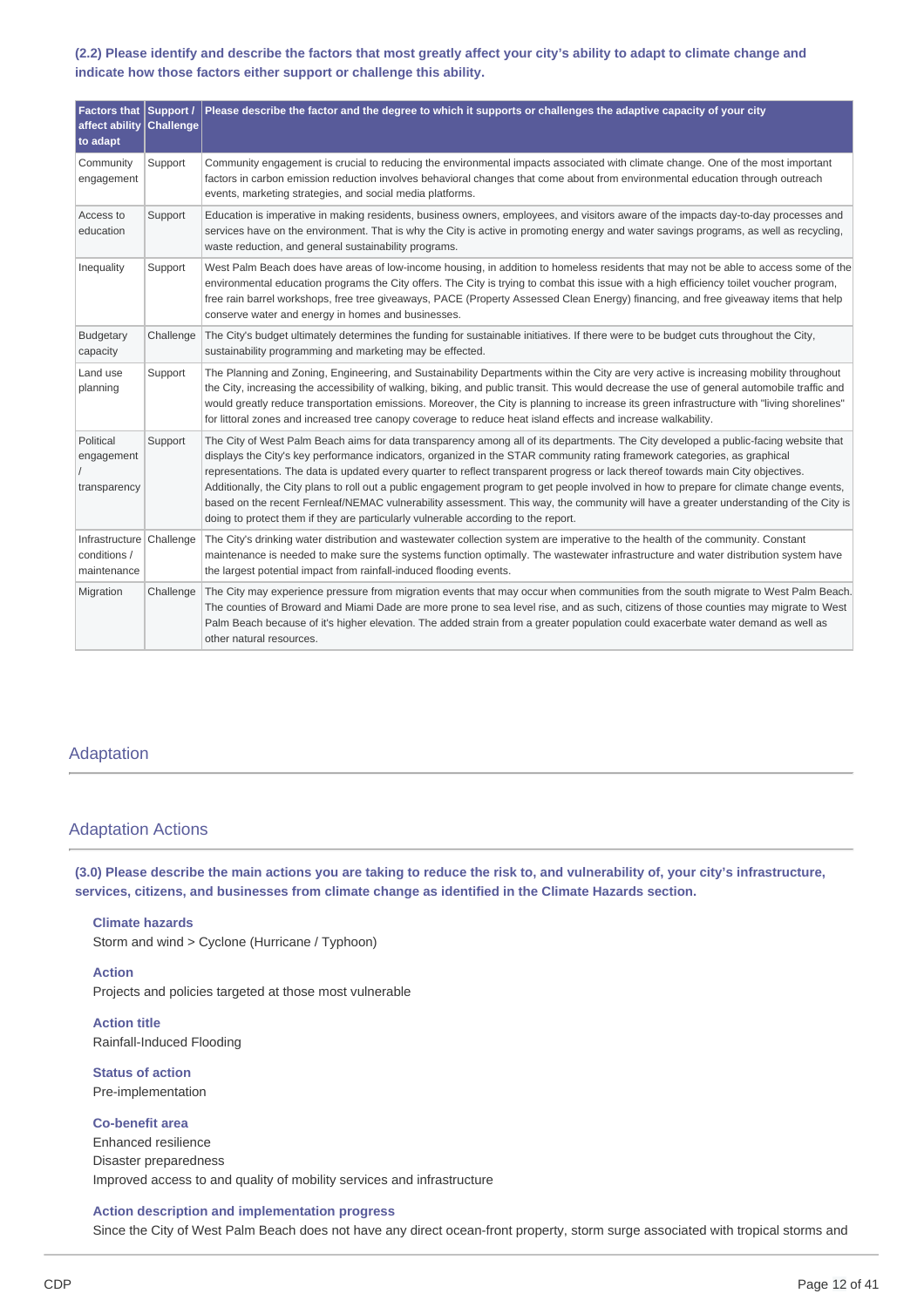**(2.2) Please identify and describe the factors that most greatly affect your city's ability to adapt to climate change and indicate how those factors either support or challenge this ability.**

| Factors that affect ability to adapt | Support / Challenge | Please describe the factor and the degree to which it supports or challenges the adaptive capacity of your city |
|---|---|---|
| Community engagement | Support | Community engagement is crucial to reducing the environmental impacts associated with climate change. One of the most important factors in carbon emission reduction involves behavioral changes that come about from environmental education through outreach events, marketing strategies, and social media platforms. |
| Access to education | Support | Education is imperative in making residents, business owners, employees, and visitors aware of the impacts day-to-day processes and services have on the environment. That is why the City is active in promoting energy and water savings programs, as well as recycling, waste reduction, and general sustainability programs. |
| Inequality | Support | West Palm Beach does have areas of low-income housing, in addition to homeless residents that may not be able to access some of the environmental education programs the City offers. The City is trying to combat this issue with a high efficiency toilet voucher program, free rain barrel workshops, free tree giveaways, PACE (Property Assessed Clean Energy) financing, and free giveaway items that help conserve water and energy in homes and businesses. |
| Budgetary capacity | Challenge | The City's budget ultimately determines the funding for sustainable initiatives. If there were to be budget cuts throughout the City, sustainability programming and marketing may be effected. |
| Land use planning | Support | The Planning and Zoning, Engineering, and Sustainability Departments within the City are very active is increasing mobility throughout the City, increasing the accessibility of walking, biking, and public transit. This would decrease the use of general automobile traffic and would greatly reduce transportation emissions. Moreover, the City is planning to increase its green infrastructure with "living shorelines" for littoral zones and increased tree canopy coverage to reduce heat island effects and increase walkability. |
| Political engagement / transparency | Support | The City of West Palm Beach aims for data transparency among all of its departments. The City developed a public-facing website that displays the City's key performance indicators, organized in the STAR community rating framework categories, as graphical representations. The data is updated every quarter to reflect transparent progress or lack thereof towards main City objectives. Additionally, the City plans to roll out a public engagement program to get people involved in how to prepare for climate change events, based on the recent Fernleaf/NEMAC vulnerability assessment. This way, the community will have a greater understanding of the City is doing to protect them if they are particularly vulnerable according to the report. |
| Infrastructure conditions / maintenance | Challenge | The City's drinking water distribution and wastewater collection system are imperative to the health of the community. Constant maintenance is needed to make sure the systems function optimally. The wastewater infrastructure and water distribution system have the largest potential impact from rainfall-induced flooding events. |
| Migration | Challenge | The City may experience pressure from migration events that may occur when communities from the south migrate to West Palm Beach. The counties of Broward and Miami Dade are more prone to sea level rise, and as such, citizens of those counties may migrate to West Palm Beach because of it's higher elevation. The added strain from a greater population could exacerbate water demand as well as other natural resources. |

## Adaptation

## Adaptation Actions

**(3.0) Please describe the main actions you are taking to reduce the risk to, and vulnerability of, your city's infrastructure, services, citizens, and businesses from climate change as identified in the Climate Hazards section.**

**Climate hazards**
Storm and wind > Cyclone (Hurricane / Typhoon)

**Action**
Projects and policies targeted at those most vulnerable

**Action title**
Rainfall-Induced Flooding

**Status of action**
Pre-implementation

**Co-benefit area**
Enhanced resilience
Disaster preparedness
Improved access to and quality of mobility services and infrastructure

**Action description and implementation progress**
Since the City of West Palm Beach does not have any direct ocean-front property, storm surge associated with tropical storms and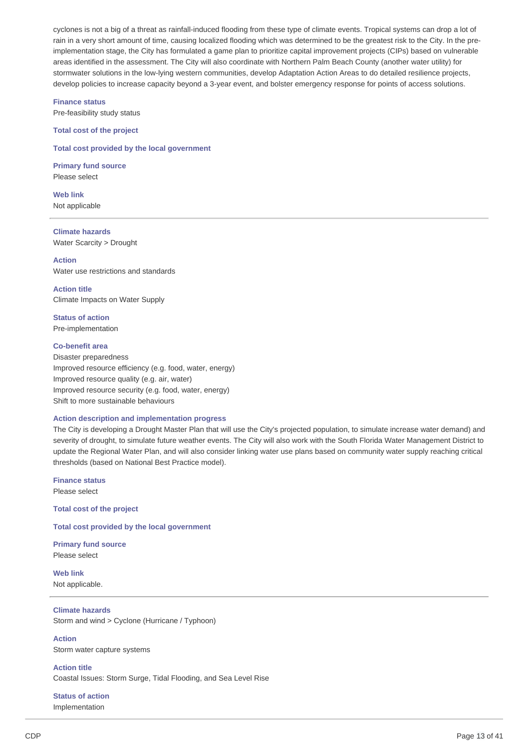cyclones is not a big of a threat as rainfall-induced flooding from these type of climate events. Tropical systems can drop a lot of rain in a very short amount of time, causing localized flooding which was determined to be the greatest risk to the City. In the pre-implementation stage, the City has formulated a game plan to prioritize capital improvement projects (CIPs) based on vulnerable areas identified in the assessment. The City will also coordinate with Northern Palm Beach County (another water utility) for stormwater solutions in the low-lying western communities, develop Adaptation Action Areas to do detailed resilience projects, develop policies to increase capacity beyond a 3-year event, and bolster emergency response for points of access solutions.

**Finance status**
Pre-feasibility study status

**Total cost of the project**

**Total cost provided by the local government**

**Primary fund source**
Please select

**Web link**
Not applicable

---

**Climate hazards**
Water Scarcity > Drought

**Action**
Water use restrictions and standards

**Action title**
Climate Impacts on Water Supply

**Status of action**
Pre-implementation

**Co-benefit area**
Disaster preparedness
Improved resource efficiency (e.g. food, water, energy)
Improved resource quality (e.g. air, water)
Improved resource security (e.g. food, water, energy)
Shift to more sustainable behaviours

**Action description and implementation progress**
The City is developing a Drought Master Plan that will use the City's projected population, to simulate increase water demand) and severity of drought, to simulate future weather events. The City will also work with the South Florida Water Management District to update the Regional Water Plan, and will also consider linking water use plans based on community water supply reaching critical thresholds (based on National Best Practice model).

**Finance status**
Please select

**Total cost of the project**

**Total cost provided by the local government**

**Primary fund source**
Please select

**Web link**
Not applicable.

---

**Climate hazards**
Storm and wind > Cyclone (Hurricane / Typhoon)

**Action**
Storm water capture systems

**Action title**
Coastal Issues: Storm Surge, Tidal Flooding, and Sea Level Rise

**Status of action**
Implementation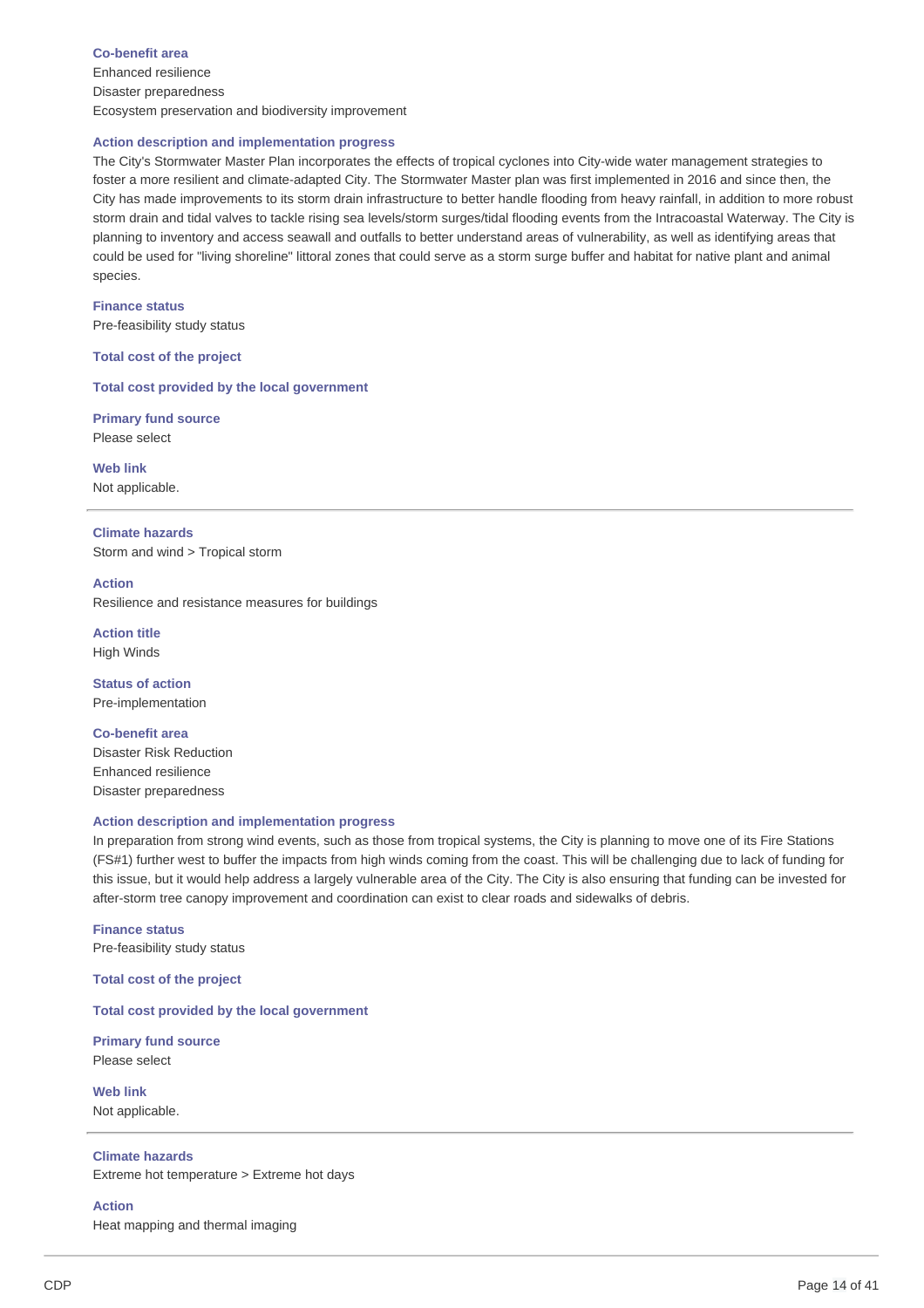**Co-benefit area**
Enhanced resilience
Disaster preparedness
Ecosystem preservation and biodiversity improvement

**Action description and implementation progress**
The City's Stormwater Master Plan incorporates the effects of tropical cyclones into City-wide water management strategies to foster a more resilient and climate-adapted City. The Stormwater Master plan was first implemented in 2016 and since then, the City has made improvements to its storm drain infrastructure to better handle flooding from heavy rainfall, in addition to more robust storm drain and tidal valves to tackle rising sea levels/storm surges/tidal flooding events from the Intracoastal Waterway. The City is planning to inventory and access seawall and outfalls to better understand areas of vulnerability, as well as identifying areas that could be used for "living shoreline" littoral zones that could serve as a storm surge buffer and habitat for native plant and animal species.

**Finance status**
Pre-feasibility study status

**Total cost of the project**

**Total cost provided by the local government**

**Primary fund source**
Please select

**Web link**
Not applicable.

---

**Climate hazards**
Storm and wind > Tropical storm

**Action**
Resilience and resistance measures for buildings

**Action title**
High Winds

**Status of action**
Pre-implementation

**Co-benefit area**
Disaster Risk Reduction
Enhanced resilience
Disaster preparedness

**Action description and implementation progress**
In preparation from strong wind events, such as those from tropical systems, the City is planning to move one of its Fire Stations (FS#1) further west to buffer the impacts from high winds coming from the coast. This will be challenging due to lack of funding for this issue, but it would help address a largely vulnerable area of the City. The City is also ensuring that funding can be invested for after-storm tree canopy improvement and coordination can exist to clear roads and sidewalks of debris.

**Finance status**
Pre-feasibility study status

**Total cost of the project**

**Total cost provided by the local government**

**Primary fund source**
Please select

**Web link**
Not applicable.

---

**Climate hazards**
Extreme hot temperature > Extreme hot days

**Action**
Heat mapping and thermal imaging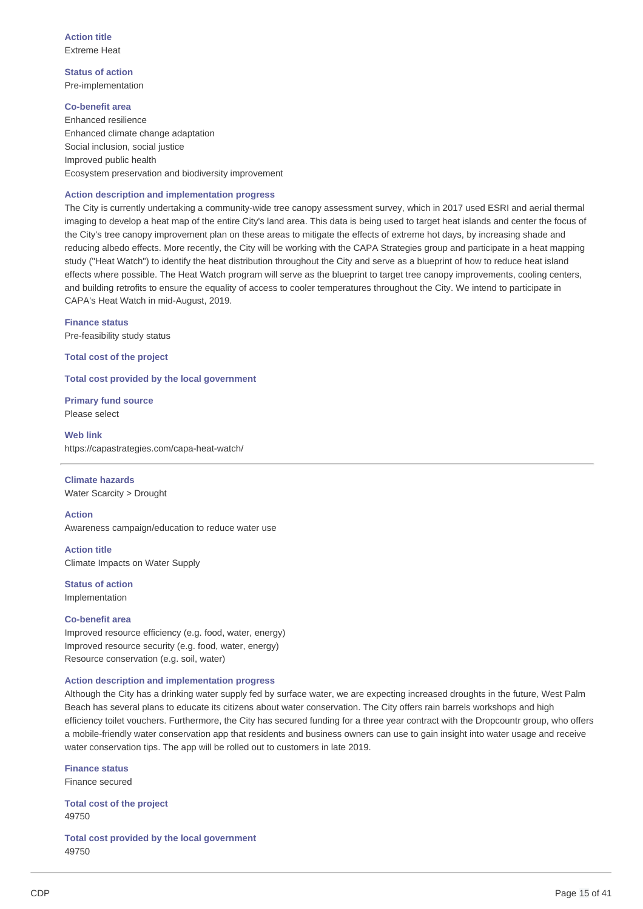**Action title**
Extreme Heat

**Status of action**
Pre-implementation

**Co-benefit area**
Enhanced resilience
Enhanced climate change adaptation
Social inclusion, social justice
Improved public health
Ecosystem preservation and biodiversity improvement

**Action description and implementation progress**
The City is currently undertaking a community-wide tree canopy assessment survey, which in 2017 used ESRI and aerial thermal imaging to develop a heat map of the entire City's land area. This data is being used to target heat islands and center the focus of the City's tree canopy improvement plan on these areas to mitigate the effects of extreme hot days, by increasing shade and reducing albedo effects. More recently, the City will be working with the CAPA Strategies group and participate in a heat mapping study ("Heat Watch") to identify the heat distribution throughout the City and serve as a blueprint of how to reduce heat island effects where possible. The Heat Watch program will serve as the blueprint to target tree canopy improvements, cooling centers, and building retrofits to ensure the equality of access to cooler temperatures throughout the City. We intend to participate in CAPA's Heat Watch in mid-August, 2019.

**Finance status**
Pre-feasibility study status

**Total cost of the project**

**Total cost provided by the local government**

**Primary fund source**
Please select

**Web link**
https://capastrategies.com/capa-heat-watch/

---

**Climate hazards**
Water Scarcity > Drought

**Action**
Awareness campaign/education to reduce water use

**Action title**
Climate Impacts on Water Supply

**Status of action**
Implementation

**Co-benefit area**
Improved resource efficiency (e.g. food, water, energy)
Improved resource security (e.g. food, water, energy)
Resource conservation (e.g. soil, water)

**Action description and implementation progress**
Although the City has a drinking water supply fed by surface water, we are expecting increased droughts in the future, West Palm Beach has several plans to educate its citizens about water conservation. The City offers rain barrels workshops and high efficiency toilet vouchers. Furthermore, the City has secured funding for a three year contract with the Dropcountr group, who offers a mobile-friendly water conservation app that residents and business owners can use to gain insight into water usage and receive water conservation tips. The app will be rolled out to customers in late 2019.

**Finance status**
Finance secured

**Total cost of the project**
49750

**Total cost provided by the local government**
49750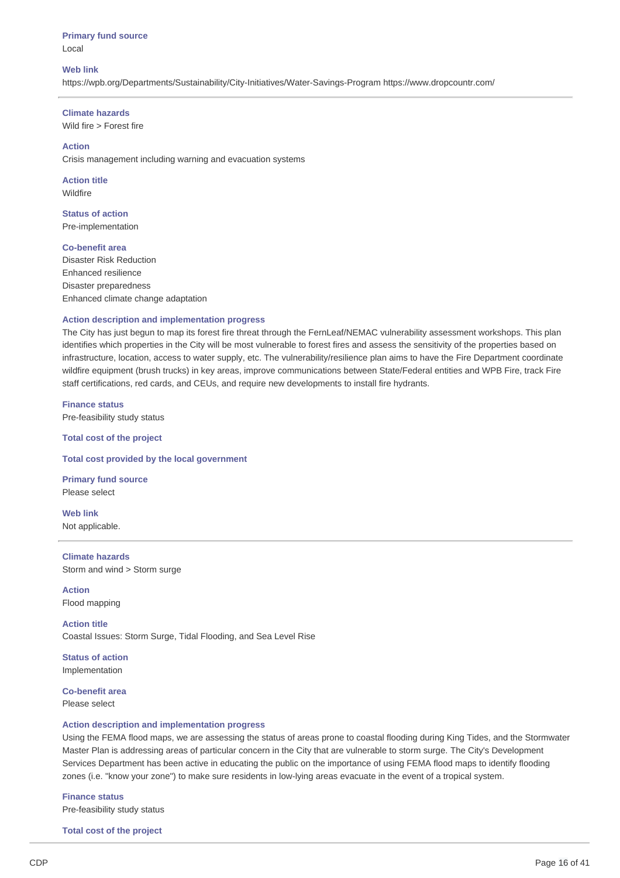**Primary fund source**
Local

**Web link**
https://wpb.org/Departments/Sustainability/City-Initiatives/Water-Savings-Program https://www.dropcountr.com/

---

**Climate hazards**
Wild fire > Forest fire

**Action**
Crisis management including warning and evacuation systems

**Action title**
Wildfire

**Status of action**
Pre-implementation

**Co-benefit area**
Disaster Risk Reduction
Enhanced resilience
Disaster preparedness
Enhanced climate change adaptation

**Action description and implementation progress**
The City has just begun to map its forest fire threat through the FernLeaf/NEMAC vulnerability assessment workshops. This plan identifies which properties in the City will be most vulnerable to forest fires and assess the sensitivity of the properties based on infrastructure, location, access to water supply, etc. The vulnerability/resilience plan aims to have the Fire Department coordinate wildfire equipment (brush trucks) in key areas, improve communications between State/Federal entities and WPB Fire, track Fire staff certifications, red cards, and CEUs, and require new developments to install fire hydrants.

**Finance status**
Pre-feasibility study status

**Total cost of the project**

**Total cost provided by the local government**

**Primary fund source**
Please select

**Web link**
Not applicable.

---

**Climate hazards**
Storm and wind > Storm surge

**Action**
Flood mapping

**Action title**
Coastal Issues: Storm Surge, Tidal Flooding, and Sea Level Rise

**Status of action**
Implementation

**Co-benefit area**
Please select

**Action description and implementation progress**
Using the FEMA flood maps, we are assessing the status of areas prone to coastal flooding during King Tides, and the Stormwater Master Plan is addressing areas of particular concern in the City that are vulnerable to storm surge. The City's Development Services Department has been active in educating the public on the importance of using FEMA flood maps to identify flooding zones (i.e. "know your zone") to make sure residents in low-lying areas evacuate in the event of a tropical system.

**Finance status**
Pre-feasibility study status

**Total cost of the project**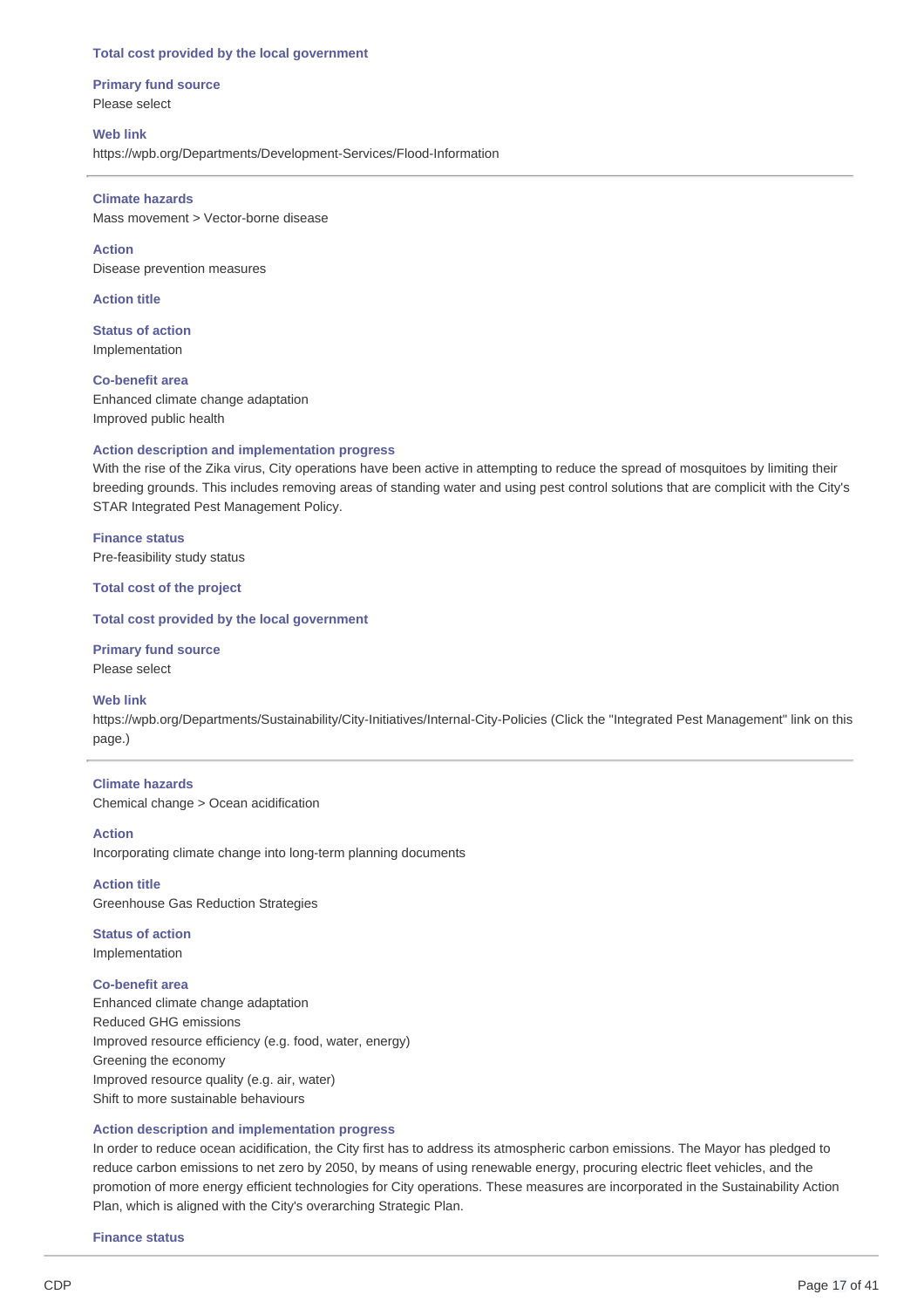**Total cost provided by the local government**

**Primary fund source**
Please select

**Web link**
https://wpb.org/Departments/Development-Services/Flood-Information

---

**Climate hazards**
Mass movement > Vector-borne disease

**Action**
Disease prevention measures

**Action title**

**Status of action**
Implementation

**Co-benefit area**
Enhanced climate change adaptation
Improved public health

**Action description and implementation progress**
With the rise of the Zika virus, City operations have been active in attempting to reduce the spread of mosquitoes by limiting their breeding grounds. This includes removing areas of standing water and using pest control solutions that are complicit with the City's STAR Integrated Pest Management Policy.

**Finance status**
Pre-feasibility study status

**Total cost of the project**

**Total cost provided by the local government**

**Primary fund source**
Please select

**Web link**
https://wpb.org/Departments/Sustainability/City-Initiatives/Internal-City-Policies (Click the "Integrated Pest Management" link on this page.)

---

**Climate hazards**
Chemical change > Ocean acidification

**Action**
Incorporating climate change into long-term planning documents

**Action title**
Greenhouse Gas Reduction Strategies

**Status of action**
Implementation

**Co-benefit area**
Enhanced climate change adaptation
Reduced GHG emissions
Improved resource efficiency (e.g. food, water, energy)
Greening the economy
Improved resource quality (e.g. air, water)
Shift to more sustainable behaviours

**Action description and implementation progress**
In order to reduce ocean acidification, the City first has to address its atmospheric carbon emissions. The Mayor has pledged to reduce carbon emissions to net zero by 2050, by means of using renewable energy, procuring electric fleet vehicles, and the promotion of more energy efficient technologies for City operations. These measures are incorporated in the Sustainability Action Plan, which is aligned with the City's overarching Strategic Plan.

**Finance status**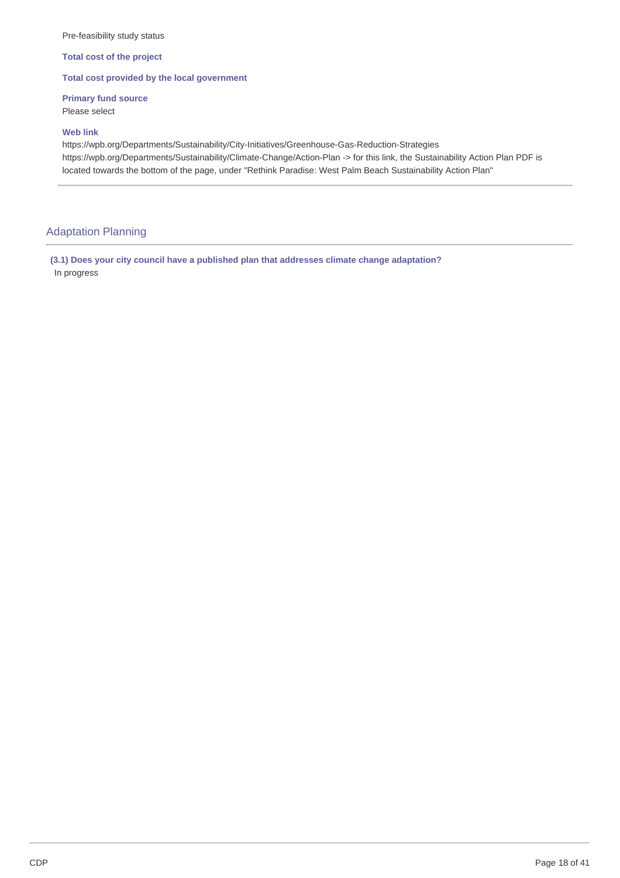Pre-feasibility study status

**Total cost of the project**

**Total cost provided by the local government**

**Primary fund source**
Please select

**Web link**
https://wpb.org/Departments/Sustainability/City-Initiatives/Greenhouse-Gas-Reduction-Strategies
https://wpb.org/Departments/Sustainability/Climate-Change/Action-Plan -> for this link, the Sustainability Action Plan PDF is located towards the bottom of the page, under "Rethink Paradise: West Palm Beach Sustainability Action Plan"

## Adaptation Planning

**(3.1) Does your city council have a published plan that addresses climate change adaptation?**
In progress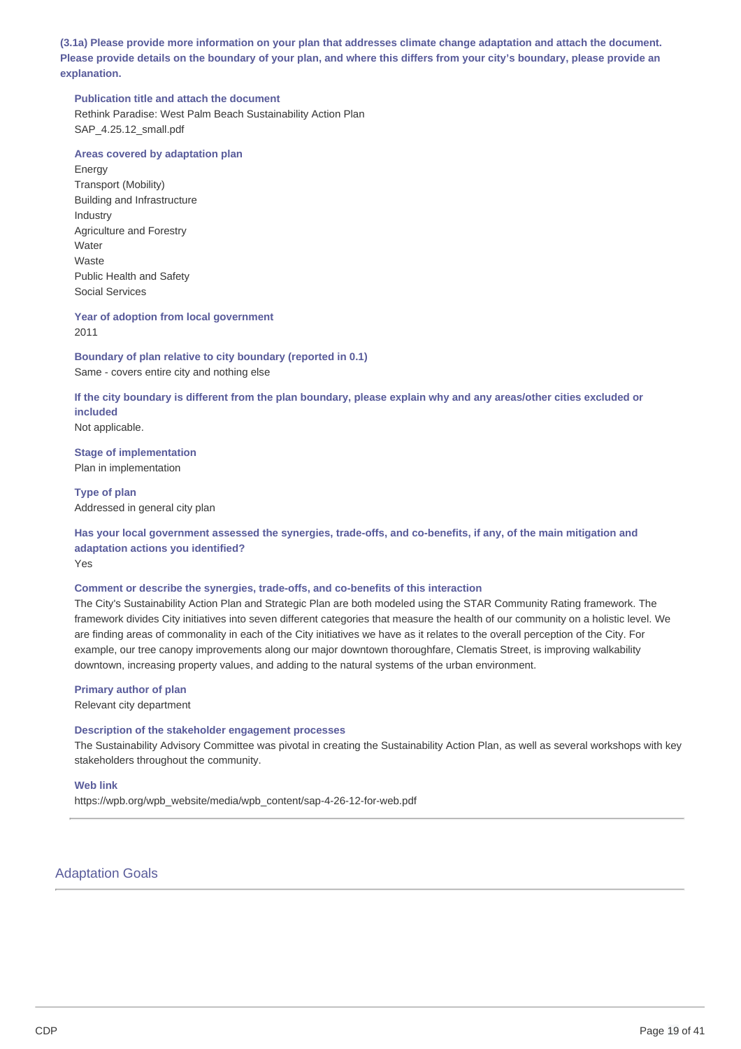**(3.1a) Please provide more information on your plan that addresses climate change adaptation and attach the document. Please provide details on the boundary of your plan, and where this differs from your city's boundary, please provide an explanation.**

**Publication title and attach the document**

Rethink Paradise: West Palm Beach Sustainability Action Plan
SAP_4.25.12_small.pdf

**Areas covered by adaptation plan**

Energy
Transport (Mobility)
Building and Infrastructure
Industry
Agriculture and Forestry
Water
Waste
Public Health and Safety
Social Services

**Year of adoption from local government**

2011

**Boundary of plan relative to city boundary (reported in 0.1)**

Same - covers entire city and nothing else

**If the city boundary is different from the plan boundary, please explain why and any areas/other cities excluded or included**

Not applicable.

**Stage of implementation**

Plan in implementation

**Type of plan**

Addressed in general city plan

**Has your local government assessed the synergies, trade-offs, and co-benefits, if any, of the main mitigation and adaptation actions you identified?**

Yes

**Comment or describe the synergies, trade-offs, and co-benefits of this interaction**

The City's Sustainability Action Plan and Strategic Plan are both modeled using the STAR Community Rating framework. The framework divides City initiatives into seven different categories that measure the health of our community on a holistic level. We are finding areas of commonality in each of the City initiatives we have as it relates to the overall perception of the City. For example, our tree canopy improvements along our major downtown thoroughfare, Clematis Street, is improving walkability downtown, increasing property values, and adding to the natural systems of the urban environment.

**Primary author of plan**

Relevant city department

**Description of the stakeholder engagement processes**

The Sustainability Advisory Committee was pivotal in creating the Sustainability Action Plan, as well as several workshops with key stakeholders throughout the community.

**Web link**

https://wpb.org/wpb_website/media/wpb_content/sap-4-26-12-for-web.pdf

## Adaptation Goals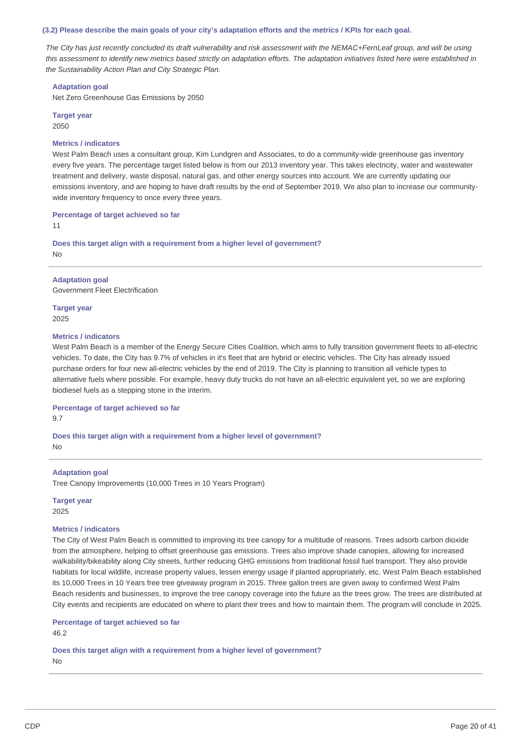### (3.2) Please describe the main goals of your city's adaptation efforts and the metrics / KPIs for each goal.

*The City has just recently concluded its draft vulnerability and risk assessment with the NEMAC+FernLeaf group, and will be using this assessment to identify new metrics based strictly on adaptation efforts. The adaptation initiatives listed here were established in the Sustainability Action Plan and City Strategic Plan.*

**Adaptation goal**
Net Zero Greenhouse Gas Emissions by 2050

**Target year**
2050

**Metrics / indicators**
West Palm Beach uses a consultant group, Kim Lundgren and Associates, to do a community-wide greenhouse gas inventory every five years. The percentage target listed below is from our 2013 inventory year. This takes electricity, water and wastewater treatment and delivery, waste disposal, natural gas, and other energy sources into account. We are currently updating our emissions inventory, and are hoping to have draft results by the end of September 2019. We also plan to increase our community-wide inventory frequency to once every three years.

**Percentage of target achieved so far**
11

**Does this target align with a requirement from a higher level of government?**
No

---

**Adaptation goal**
Government Fleet Electrification

**Target year**
2025

**Metrics / indicators**
West Palm Beach is a member of the Energy Secure Cities Coalition, which aims to fully transition government fleets to all-electric vehicles. To date, the City has 9.7% of vehicles in it's fleet that are hybrid or electric vehicles. The City has already issued purchase orders for four new all-electric vehicles by the end of 2019. The City is planning to transition all vehicle types to alternative fuels where possible. For example, heavy duty trucks do not have an all-electric equivalent yet, so we are exploring biodiesel fuels as a stepping stone in the interim.

**Percentage of target achieved so far**
9.7

**Does this target align with a requirement from a higher level of government?**
No

---

**Adaptation goal**
Tree Canopy Improvements (10,000 Trees in 10 Years Program)

**Target year**
2025

**Metrics / indicators**
The City of West Palm Beach is committed to improving its tree canopy for a multitude of reasons. Trees adsorb carbon dioxide from the atmosphere, helping to offset greenhouse gas emissions. Trees also improve shade canopies, allowing for increased walkability/bikeability along City streets, further reducing GHG emissions from traditional fossil fuel transport. They also provide habitats for local wildlife, increase property values, lessen energy usage if planted appropriately, etc. West Palm Beach established its 10,000 Trees in 10 Years free tree giveaway program in 2015. Three gallon trees are given away to confirmed West Palm Beach residents and businesses, to improve the tree canopy coverage into the future as the trees grow. The trees are distributed at City events and recipients are educated on where to plant their trees and how to maintain them. The program will conclude in 2025.

**Percentage of target achieved so far**
46.2

**Does this target align with a requirement from a higher level of government?**
No

---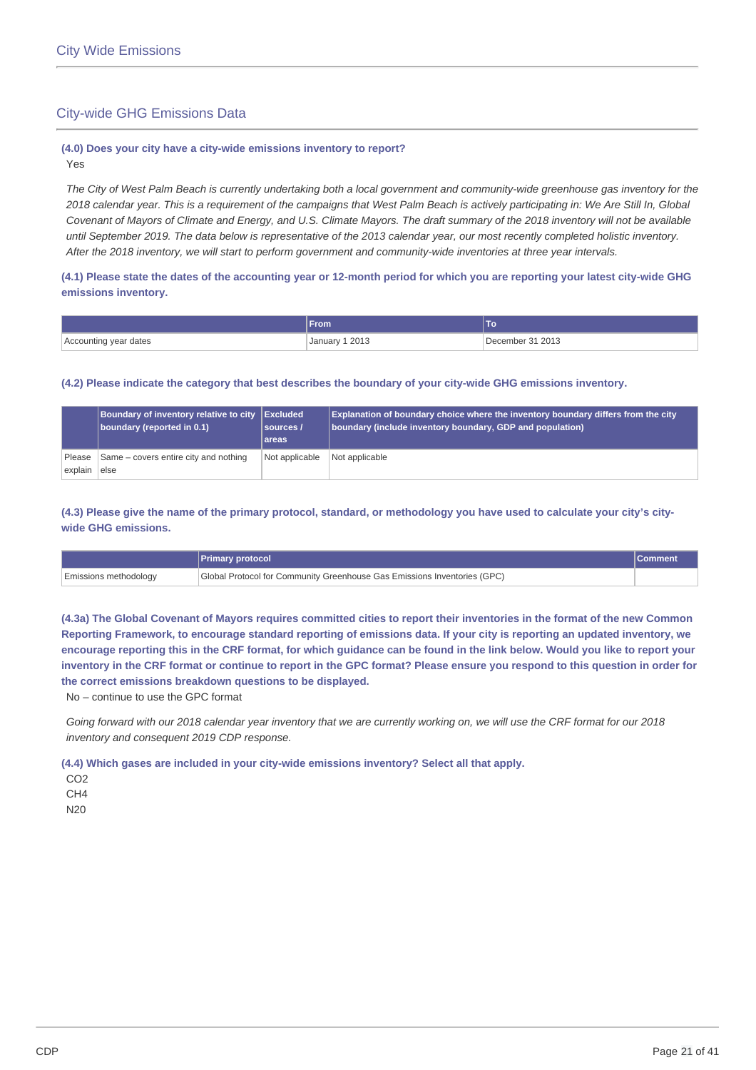## City Wide Emissions

### City-wide GHG Emissions Data

**(4.0) Does your city have a city-wide emissions inventory to report?**

Yes

*The City of West Palm Beach is currently undertaking both a local government and community-wide greenhouse gas inventory for the 2018 calendar year. This is a requirement of the campaigns that West Palm Beach is actively participating in: We Are Still In, Global Covenant of Mayors of Climate and Energy, and U.S. Climate Mayors. The draft summary of the 2018 inventory will not be available until September 2019. The data below is representative of the 2013 calendar year, our most recently completed holistic inventory. After the 2018 inventory, we will start to perform government and community-wide inventories at three year intervals.*

**(4.1) Please state the dates of the accounting year or 12-month period for which you are reporting your latest city-wide GHG emissions inventory.**

| | From | To |
|---|---|---|
| Accounting year dates | January 1 2013 | December 31 2013 |

**(4.2) Please indicate the category that best describes the boundary of your city-wide GHG emissions inventory.**

| | Boundary of inventory relative to city boundary (reported in 0.1) | Excluded sources / areas | Explanation of boundary choice where the inventory boundary differs from the city boundary (include inventory boundary, GDP and population) |
|---|---|---|---|
| Please explain | Same – covers entire city and nothing else | Not applicable | Not applicable |

**(4.3) Please give the name of the primary protocol, standard, or methodology you have used to calculate your city's city-wide GHG emissions.**

| | Primary protocol | Comment |
|---|---|---|
| Emissions methodology | Global Protocol for Community Greenhouse Gas Emissions Inventories (GPC) | |

**(4.3a) The Global Covenant of Mayors requires committed cities to report their inventories in the format of the new Common Reporting Framework, to encourage standard reporting of emissions data. If your city is reporting an updated inventory, we encourage reporting this in the CRF format, for which guidance can be found in the link below. Would you like to report your inventory in the CRF format or continue to report in the GPC format? Please ensure you respond to this question in order for the correct emissions breakdown questions to be displayed.**

No – continue to use the GPC format

*Going forward with our 2018 calendar year inventory that we are currently working on, we will use the CRF format for our 2018 inventory and consequent 2019 CDP response.*

**(4.4) Which gases are included in your city-wide emissions inventory? Select all that apply.**

$CO_2$

$CH_4$

N20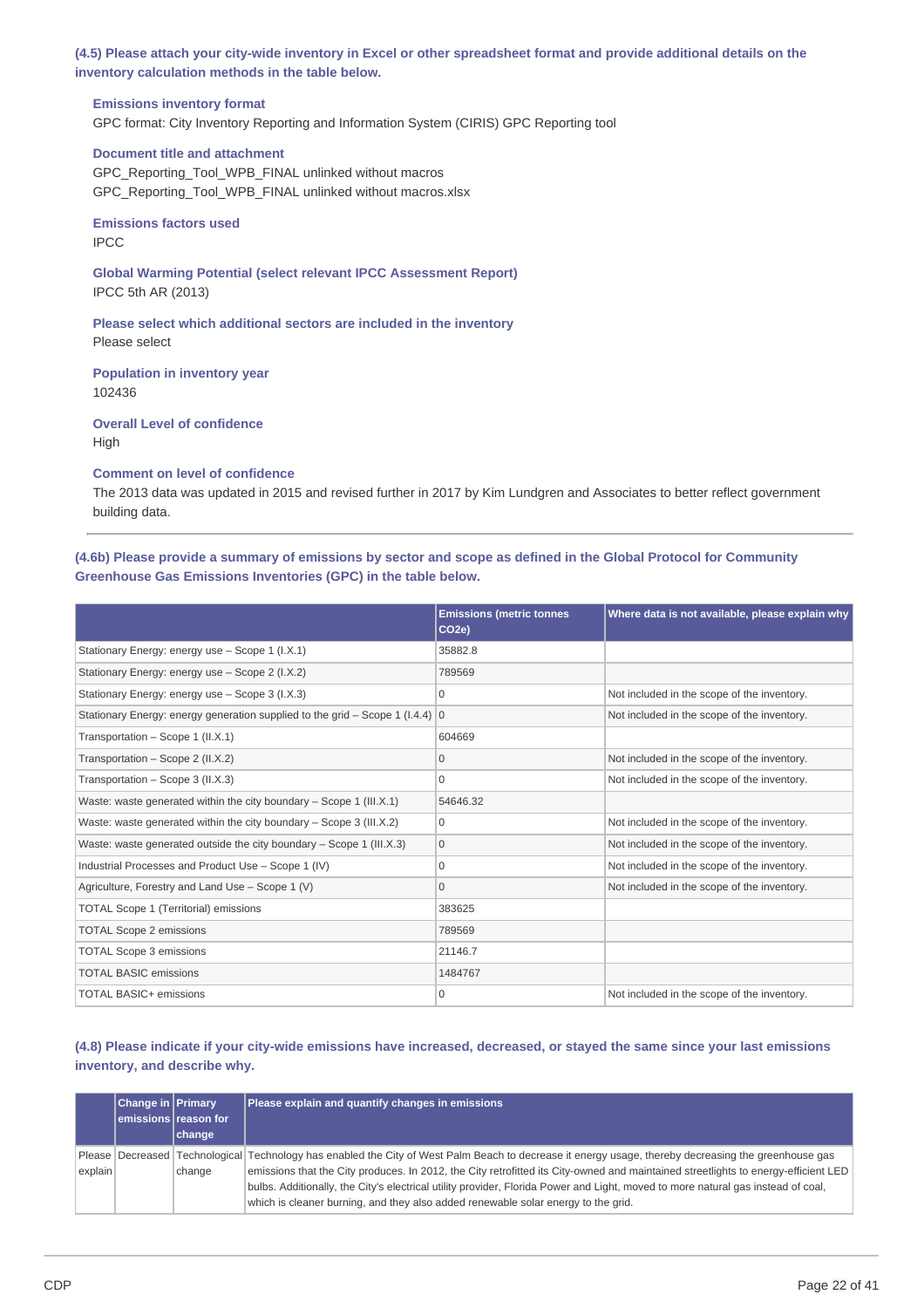### (4.5) Please attach your city-wide inventory in Excel or other spreadsheet format and provide additional details on the inventory calculation methods in the table below.

**Emissions inventory format**

GPC format: City Inventory Reporting and Information System (CIRIS) GPC Reporting tool

**Document title and attachment**

GPC_Reporting_Tool_WPB_FINAL unlinked without macros
GPC_Reporting_Tool_WPB_FINAL unlinked without macros.xlsx

**Emissions factors used**

IPCC

**Global Warming Potential (select relevant IPCC Assessment Report)**

IPCC 5th AR (2013)

**Please select which additional sectors are included in the inventory**

Please select

**Population in inventory year**

102436

**Overall Level of confidence**

High

**Comment on level of confidence**

The 2013 data was updated in 2015 and revised further in 2017 by Kim Lundgren and Associates to better reflect government building data.

### (4.6b) Please provide a summary of emissions by sector and scope as defined in the Global Protocol for Community Greenhouse Gas Emissions Inventories (GPC) in the table below.

| | Emissions (metric tonnes CO2e) | Where data is not available, please explain why |
|---|---|---|
| Stationary Energy: energy use – Scope 1 (I.X.1) | 35882.8 | |
| Stationary Energy: energy use – Scope 2 (I.X.2) | 789569 | |
| Stationary Energy: energy use – Scope 3 (I.X.3) | 0 | Not included in the scope of the inventory. |
| Stationary Energy: energy generation supplied to the grid – Scope 1 (I.4.4) | 0 | Not included in the scope of the inventory. |
| Transportation – Scope 1 (II.X.1) | 604669 | |
| Transportation – Scope 2 (II.X.2) | 0 | Not included in the scope of the inventory. |
| Transportation – Scope 3 (II.X.3) | 0 | Not included in the scope of the inventory. |
| Waste: waste generated within the city boundary – Scope 1 (III.X.1) | 54646.32 | |
| Waste: waste generated within the city boundary – Scope 3 (III.X.2) | 0 | Not included in the scope of the inventory. |
| Waste: waste generated outside the city boundary – Scope 1 (III.X.3) | 0 | Not included in the scope of the inventory. |
| Industrial Processes and Product Use – Scope 1 (IV) | 0 | Not included in the scope of the inventory. |
| Agriculture, Forestry and Land Use – Scope 1 (V) | 0 | Not included in the scope of the inventory. |
| TOTAL Scope 1 (Territorial) emissions | 383625 | |
| TOTAL Scope 2 emissions | 789569 | |
| TOTAL Scope 3 emissions | 21146.7 | |
| TOTAL BASIC emissions | 1484767 | |
| TOTAL BASIC+ emissions | 0 | Not included in the scope of the inventory. |

### (4.8) Please indicate if your city-wide emissions have increased, decreased, or stayed the same since your last emissions inventory, and describe why.

| | Change in emissions | Primary reason for change | Please explain and quantify changes in emissions |
|---|---|---|---|
| Please explain | Decreased | Technological change | Technology has enabled the City of West Palm Beach to decrease it energy usage, thereby decreasing the greenhouse gas emissions that the City produces. In 2012, the City retrofitted its City-owned and maintained streetlights to energy-efficient LED bulbs. Additionally, the City's electrical utility provider, Florida Power and Light, moved to more natural gas instead of coal, which is cleaner burning, and they also added renewable solar energy to the grid. |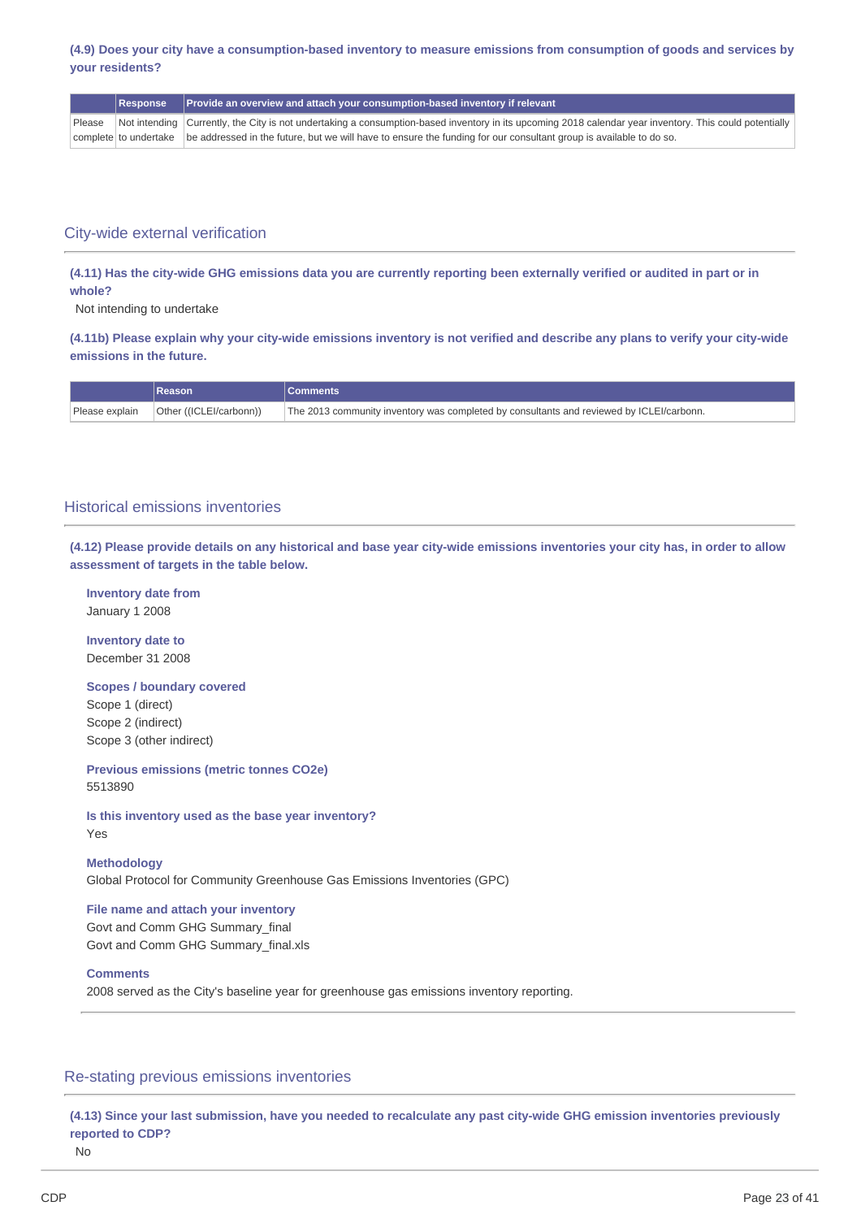**(4.9) Does your city have a consumption-based inventory to measure emissions from consumption of goods and services by your residents?**

| | Response | Provide an overview and attach your consumption-based inventory if relevant |
|---|---|---|
| Please complete | Not intending to undertake | Currently, the City is not undertaking a consumption-based inventory in its upcoming 2018 calendar year inventory. This could potentially be addressed in the future, but we will have to ensure the funding for our consultant group is available to do so. |

## City-wide external verification

**(4.11) Has the city-wide GHG emissions data you are currently reporting been externally verified or audited in part or in whole?**

Not intending to undertake

**(4.11b) Please explain why your city-wide emissions inventory is not verified and describe any plans to verify your city-wide emissions in the future.**

| | Reason | Comments |
|---|---|---|
| Please explain | Other ((ICLEI/carbonn)) | The 2013 community inventory was completed by consultants and reviewed by ICLEI/carbonn. |

## Historical emissions inventories

**(4.12) Please provide details on any historical and base year city-wide emissions inventories your city has, in order to allow assessment of targets in the table below.**

**Inventory date from**
January 1 2008

**Inventory date to**
December 31 2008

**Scopes / boundary covered**
Scope 1 (direct)
Scope 2 (indirect)
Scope 3 (other indirect)

**Previous emissions (metric tonnes CO2e)**
5513890

**Is this inventory used as the base year inventory?**
Yes

**Methodology**
Global Protocol for Community Greenhouse Gas Emissions Inventories (GPC)

**File name and attach your inventory**
Govt and Comm GHG Summary_final
Govt and Comm GHG Summary_final.xls

**Comments**
2008 served as the City's baseline year for greenhouse gas emissions inventory reporting.

## Re-stating previous emissions inventories

**(4.13) Since your last submission, have you needed to recalculate any past city-wide GHG emission inventories previously reported to CDP?**

No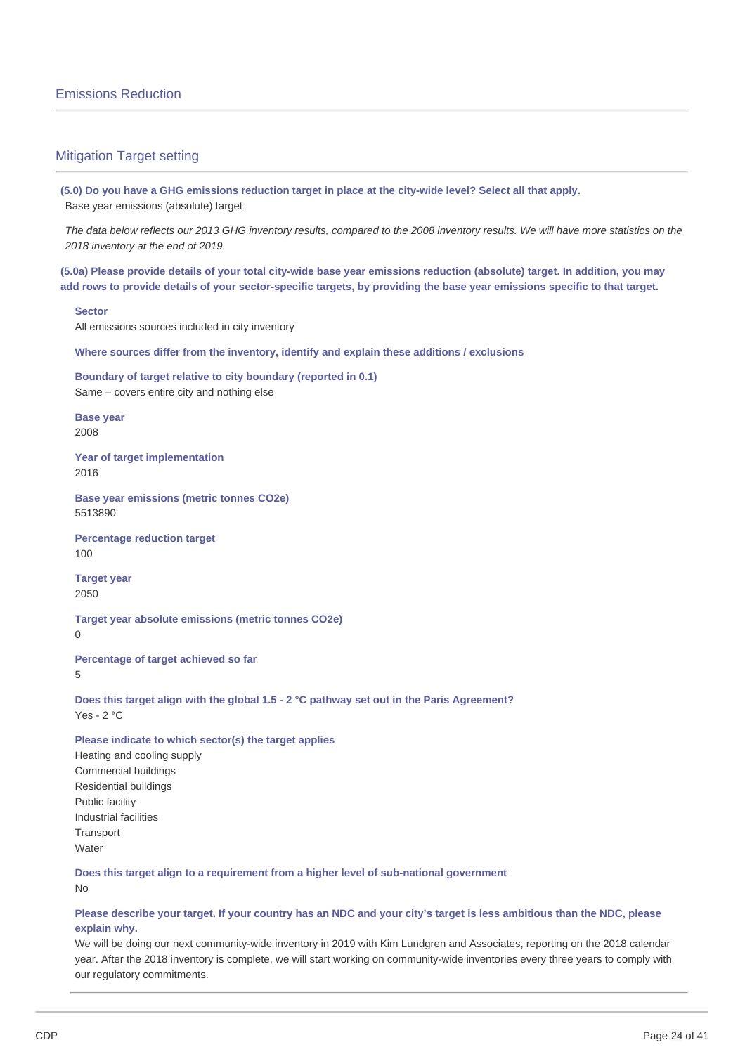## Emissions Reduction

### Mitigation Target setting

**(5.0) Do you have a GHG emissions reduction target in place at the city-wide level? Select all that apply.**

Base year emissions (absolute) target

*The data below reflects our 2013 GHG inventory results, compared to the 2008 inventory results. We will have more statistics on the 2018 inventory at the end of 2019.*

**(5.0a) Please provide details of your total city-wide base year emissions reduction (absolute) target. In addition, you may add rows to provide details of your sector-specific targets, by providing the base year emissions specific to that target.**

**Sector**

All emissions sources included in city inventory

**Where sources differ from the inventory, identify and explain these additions / exclusions**

**Boundary of target relative to city boundary (reported in 0.1)**

Same – covers entire city and nothing else

**Base year**

2008

**Year of target implementation**

2016

**Base year emissions (metric tonnes CO2e)**

5513890

**Percentage reduction target**

100

**Target year**

2050

**Target year absolute emissions (metric tonnes CO2e)**

0

**Percentage of target achieved so far**

5

**Does this target align with the global 1.5 - 2 °C pathway set out in the Paris Agreement?**

Yes - 2 °C

**Please indicate to which sector(s) the target applies**

Heating and cooling supply
Commercial buildings
Residential buildings
Public facility
Industrial facilities
Transport
Water

**Does this target align to a requirement from a higher level of sub-national government**

No

**Please describe your target. If your country has an NDC and your city's target is less ambitious than the NDC, please explain why.**

We will be doing our next community-wide inventory in 2019 with Kim Lundgren and Associates, reporting on the 2018 calendar year. After the 2018 inventory is complete, we will start working on community-wide inventories every three years to comply with our regulatory commitments.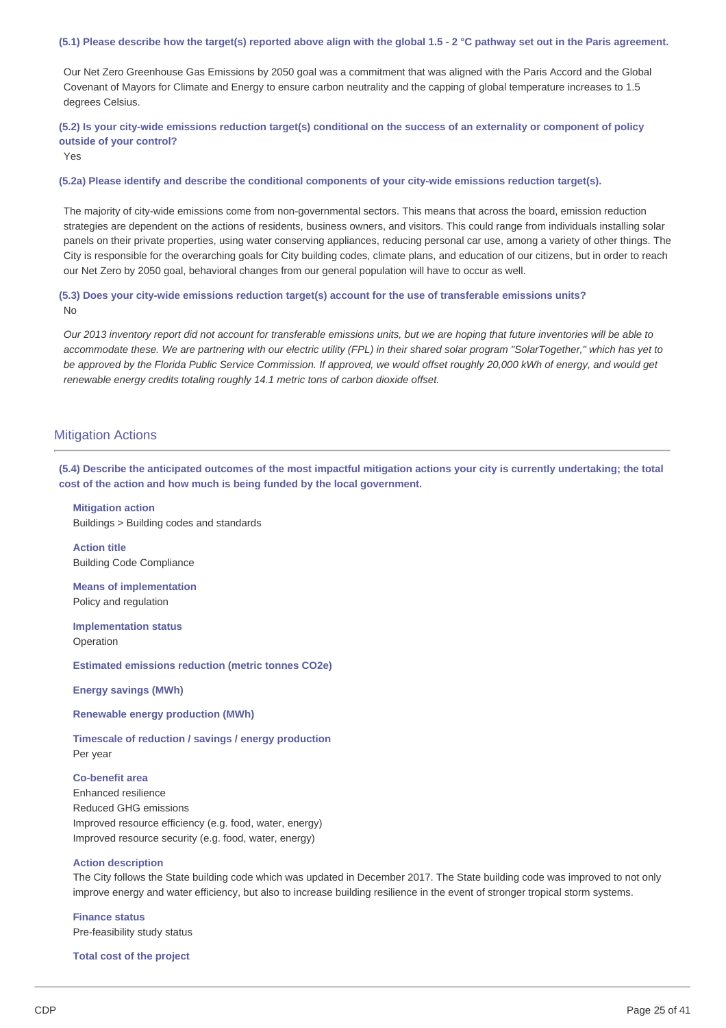**(5.1) Please describe how the target(s) reported above align with the global 1.5 - 2 °C pathway set out in the Paris agreement.**

Our Net Zero Greenhouse Gas Emissions by 2050 goal was a commitment that was aligned with the Paris Accord and the Global Covenant of Mayors for Climate and Energy to ensure carbon neutrality and the capping of global temperature increases to 1.5 degrees Celsius.

**(5.2) Is your city-wide emissions reduction target(s) conditional on the success of an externality or component of policy outside of your control?**

Yes

**(5.2a) Please identify and describe the conditional components of your city-wide emissions reduction target(s).**

The majority of city-wide emissions come from non-governmental sectors. This means that across the board, emission reduction strategies are dependent on the actions of residents, business owners, and visitors. This could range from individuals installing solar panels on their private properties, using water conserving appliances, reducing personal car use, among a variety of other things. The City is responsible for the overarching goals for City building codes, climate plans, and education of our citizens, but in order to reach our Net Zero by 2050 goal, behavioral changes from our general population will have to occur as well.

**(5.3) Does your city-wide emissions reduction target(s) account for the use of transferable emissions units?**

No

*Our 2013 inventory report did not account for transferable emissions units, but we are hoping that future inventories will be able to accommodate these. We are partnering with our electric utility (FPL) in their shared solar program "SolarTogether," which has yet to be approved by the Florida Public Service Commission. If approved, we would offset roughly 20,000 kWh of energy, and would get renewable energy credits totaling roughly 14.1 metric tons of carbon dioxide offset.*

## Mitigation Actions

**(5.4) Describe the anticipated outcomes of the most impactful mitigation actions your city is currently undertaking; the total cost of the action and how much is being funded by the local government.**

**Mitigation action**
Buildings > Building codes and standards

**Action title**
Building Code Compliance

**Means of implementation**
Policy and regulation

**Implementation status**
Operation

**Estimated emissions reduction (metric tonnes CO2e)**

**Energy savings (MWh)**

**Renewable energy production (MWh)**

**Timescale of reduction / savings / energy production**
Per year

**Co-benefit area**
Enhanced resilience
Reduced GHG emissions
Improved resource efficiency (e.g. food, water, energy)
Improved resource security (e.g. food, water, energy)

**Action description**
The City follows the State building code which was updated in December 2017. The State building code was improved to not only improve energy and water efficiency, but also to increase building resilience in the event of stronger tropical storm systems.

**Finance status**
Pre-feasibility study status

**Total cost of the project**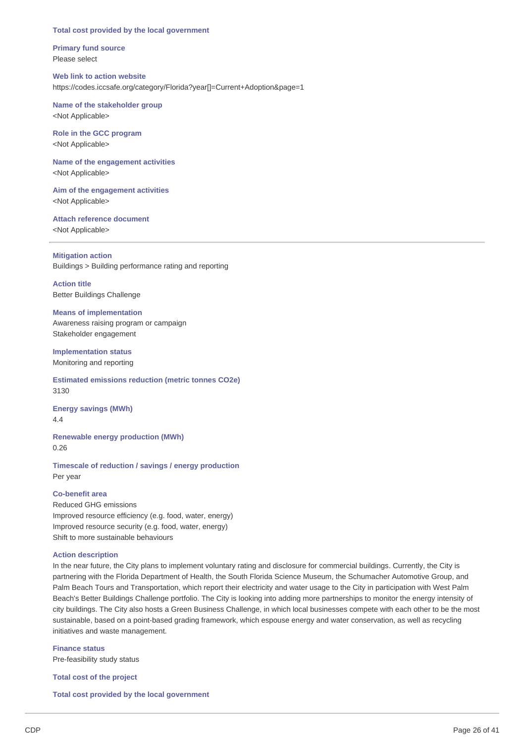**Total cost provided by the local government**

**Primary fund source**
Please select

**Web link to action website**
https://codes.iccsafe.org/category/Florida?year[]=Current+Adoption&page=1

**Name of the stakeholder group**
<Not Applicable>

**Role in the GCC program**
<Not Applicable>

**Name of the engagement activities**
<Not Applicable>

**Aim of the engagement activities**
<Not Applicable>

**Attach reference document**
<Not Applicable>

---

**Mitigation action**
Buildings > Building performance rating and reporting

**Action title**
Better Buildings Challenge

**Means of implementation**
Awareness raising program or campaign
Stakeholder engagement

**Implementation status**
Monitoring and reporting

**Estimated emissions reduction (metric tonnes CO2e)**
3130

**Energy savings (MWh)**
4.4

**Renewable energy production (MWh)**
0.26

**Timescale of reduction / savings / energy production**
Per year

**Co-benefit area**
Reduced GHG emissions
Improved resource efficiency (e.g. food, water, energy)
Improved resource security (e.g. food, water, energy)
Shift to more sustainable behaviours

**Action description**
In the near future, the City plans to implement voluntary rating and disclosure for commercial buildings. Currently, the City is partnering with the Florida Department of Health, the South Florida Science Museum, the Schumacher Automotive Group, and Palm Beach Tours and Transportation, which report their electricity and water usage to the City in participation with West Palm Beach's Better Buildings Challenge portfolio. The City is looking into adding more partnerships to monitor the energy intensity of city buildings. The City also hosts a Green Business Challenge, in which local businesses compete with each other to be the most sustainable, based on a point-based grading framework, which espouse energy and water conservation, as well as recycling initiatives and waste management.

**Finance status**
Pre-feasibility study status

**Total cost of the project**

**Total cost provided by the local government**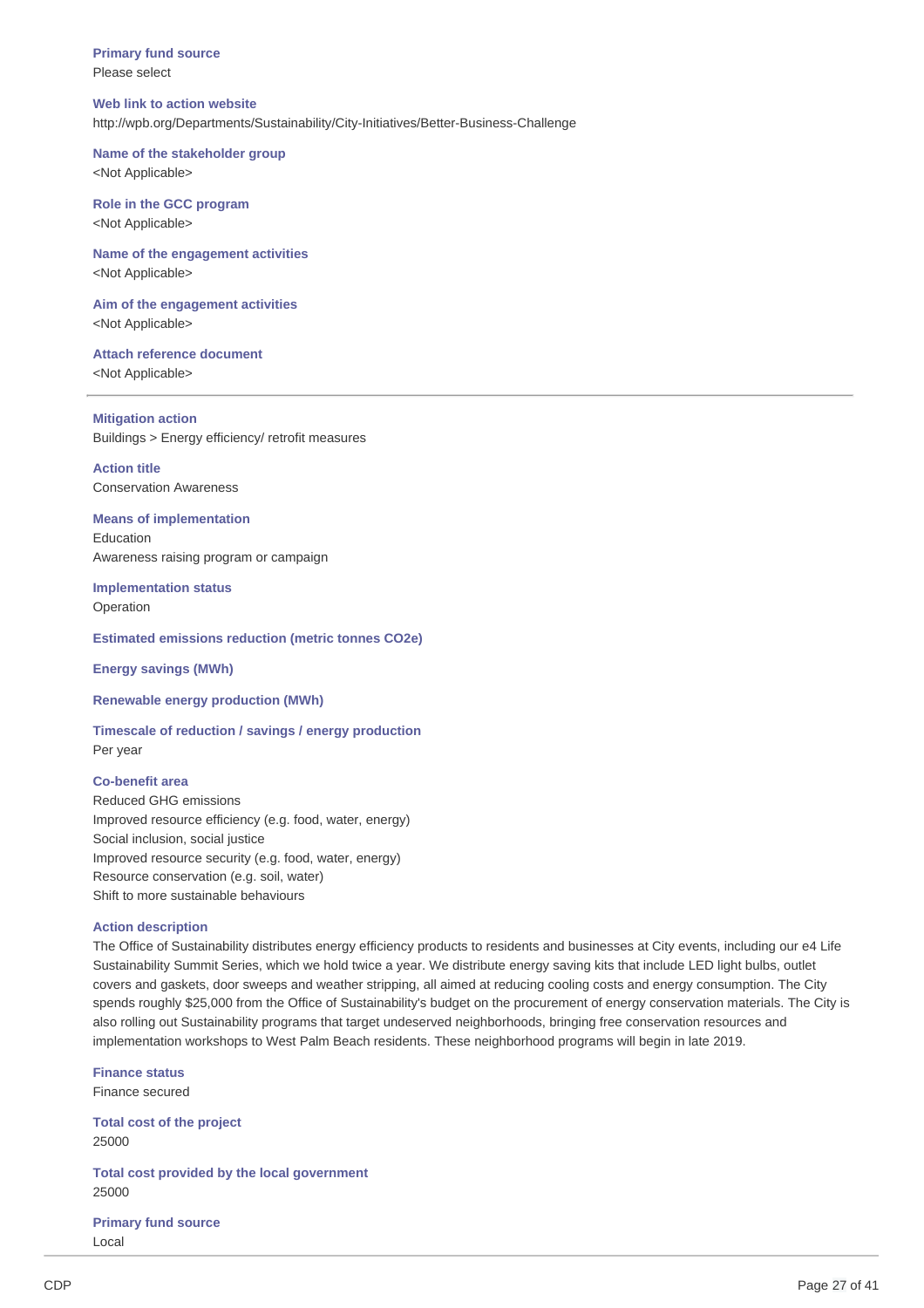**Primary fund source**
Please select

**Web link to action website**
http://wpb.org/Departments/Sustainability/City-Initiatives/Better-Business-Challenge

**Name of the stakeholder group**
<Not Applicable>

**Role in the GCC program**
<Not Applicable>

**Name of the engagement activities**
<Not Applicable>

**Aim of the engagement activities**
<Not Applicable>

**Attach reference document**
<Not Applicable>

---

**Mitigation action**
Buildings > Energy efficiency/ retrofit measures

**Action title**
Conservation Awareness

**Means of implementation**
Education
Awareness raising program or campaign

**Implementation status**
Operation

**Estimated emissions reduction (metric tonnes CO2e)**

**Energy savings (MWh)**

**Renewable energy production (MWh)**

**Timescale of reduction / savings / energy production**
Per year

**Co-benefit area**
Reduced GHG emissions
Improved resource efficiency (e.g. food, water, energy)
Social inclusion, social justice
Improved resource security (e.g. food, water, energy)
Resource conservation (e.g. soil, water)
Shift to more sustainable behaviours

**Action description**
The Office of Sustainability distributes energy efficiency products to residents and businesses at City events, including our e4 Life Sustainability Summit Series, which we hold twice a year. We distribute energy saving kits that include LED light bulbs, outlet covers and gaskets, door sweeps and weather stripping, all aimed at reducing cooling costs and energy consumption. The City spends roughly $25,000 from the Office of Sustainability's budget on the procurement of energy conservation materials. The City is also rolling out Sustainability programs that target undeserved neighborhoods, bringing free conservation resources and implementation workshops to West Palm Beach residents. These neighborhood programs will begin in late 2019.

**Finance status**
Finance secured

**Total cost of the project**
25000

**Total cost provided by the local government**
25000

**Primary fund source**
Local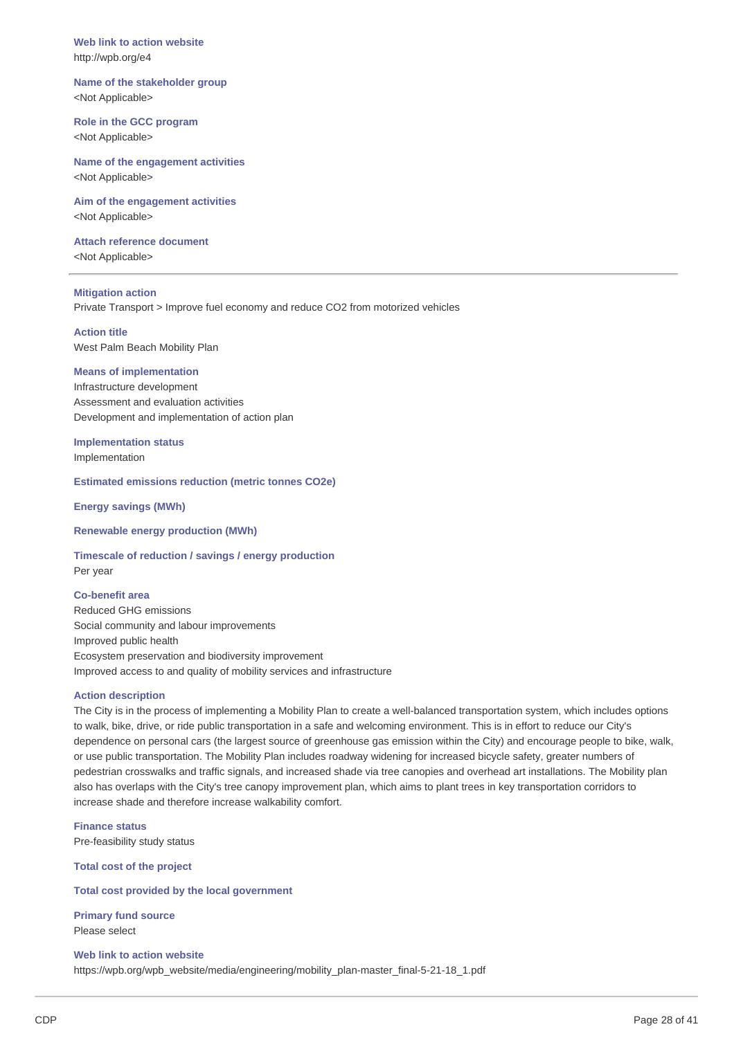**Web link to action website**
http://wpb.org/e4

**Name of the stakeholder group**
<Not Applicable>

**Role in the GCC program**
<Not Applicable>

**Name of the engagement activities**
<Not Applicable>

**Aim of the engagement activities**
<Not Applicable>

**Attach reference document**
<Not Applicable>

---

**Mitigation action**
Private Transport > Improve fuel economy and reduce CO2 from motorized vehicles

**Action title**
West Palm Beach Mobility Plan

**Means of implementation**
Infrastructure development
Assessment and evaluation activities
Development and implementation of action plan

**Implementation status**
Implementation

**Estimated emissions reduction (metric tonnes CO2e)**

**Energy savings (MWh)**

**Renewable energy production (MWh)**

**Timescale of reduction / savings / energy production**
Per year

**Co-benefit area**
Reduced GHG emissions
Social community and labour improvements
Improved public health
Ecosystem preservation and biodiversity improvement
Improved access to and quality of mobility services and infrastructure

**Action description**
The City is in the process of implementing a Mobility Plan to create a well-balanced transportation system, which includes options to walk, bike, drive, or ride public transportation in a safe and welcoming environment. This is in effort to reduce our City's dependence on personal cars (the largest source of greenhouse gas emission within the City) and encourage people to bike, walk, or use public transportation. The Mobility Plan includes roadway widening for increased bicycle safety, greater numbers of pedestrian crosswalks and traffic signals, and increased shade via tree canopies and overhead art installations. The Mobility plan also has overlaps with the City's tree canopy improvement plan, which aims to plant trees in key transportation corridors to increase shade and therefore increase walkability comfort.

**Finance status**
Pre-feasibility study status

**Total cost of the project**

**Total cost provided by the local government**

**Primary fund source**
Please select

**Web link to action website**
https://wpb.org/wpb_website/media/engineering/mobility_plan-master_final-5-21-18_1.pdf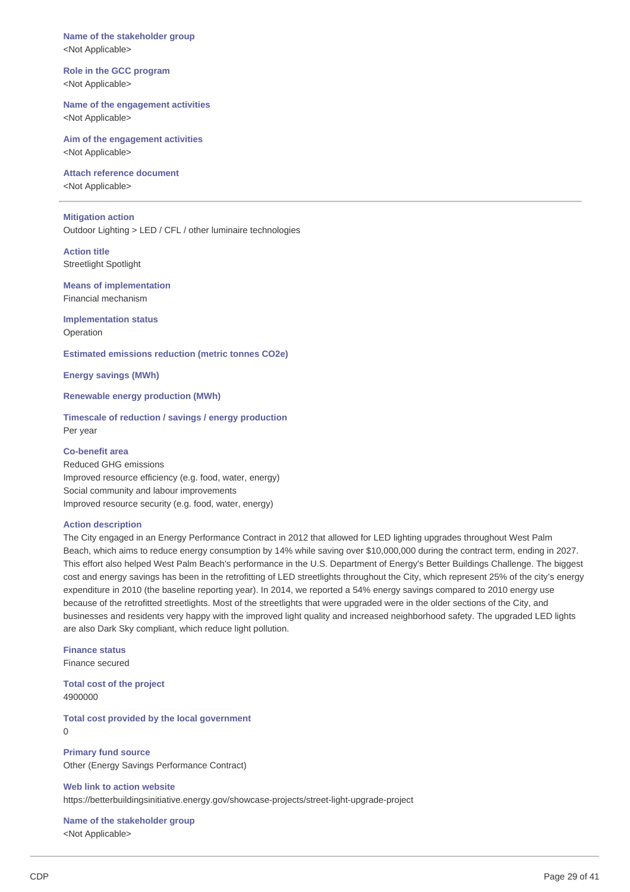**Name of the stakeholder group**
<Not Applicable>

**Role in the GCC program**
<Not Applicable>

**Name of the engagement activities**
<Not Applicable>

**Aim of the engagement activities**
<Not Applicable>

**Attach reference document**
<Not Applicable>

---

**Mitigation action**
Outdoor Lighting > LED / CFL / other luminaire technologies

**Action title**
Streetlight Spotlight

**Means of implementation**
Financial mechanism

**Implementation status**
Operation

**Estimated emissions reduction (metric tonnes CO2e)**

**Energy savings (MWh)**

**Renewable energy production (MWh)**

**Timescale of reduction / savings / energy production**
Per year

**Co-benefit area**
Reduced GHG emissions
Improved resource efficiency (e.g. food, water, energy)
Social community and labour improvements
Improved resource security (e.g. food, water, energy)

**Action description**
The City engaged in an Energy Performance Contract in 2012 that allowed for LED lighting upgrades throughout West Palm Beach, which aims to reduce energy consumption by 14% while saving over $10,000,000 during the contract term, ending in 2027. This effort also helped West Palm Beach's performance in the U.S. Department of Energy's Better Buildings Challenge. The biggest cost and energy savings has been in the retrofitting of LED streetlights throughout the City, which represent 25% of the city's energy expenditure in 2010 (the baseline reporting year). In 2014, we reported a 54% energy savings compared to 2010 energy use because of the retrofitted streetlights. Most of the streetlights that were upgraded were in the older sections of the City, and businesses and residents very happy with the improved light quality and increased neighborhood safety. The upgraded LED lights are also Dark Sky compliant, which reduce light pollution.

**Finance status**
Finance secured

**Total cost of the project**
4900000

**Total cost provided by the local government**
0

**Primary fund source**
Other (Energy Savings Performance Contract)

**Web link to action website**
https://betterbuildingsinitiative.energy.gov/showcase-projects/street-light-upgrade-project

**Name of the stakeholder group**
<Not Applicable>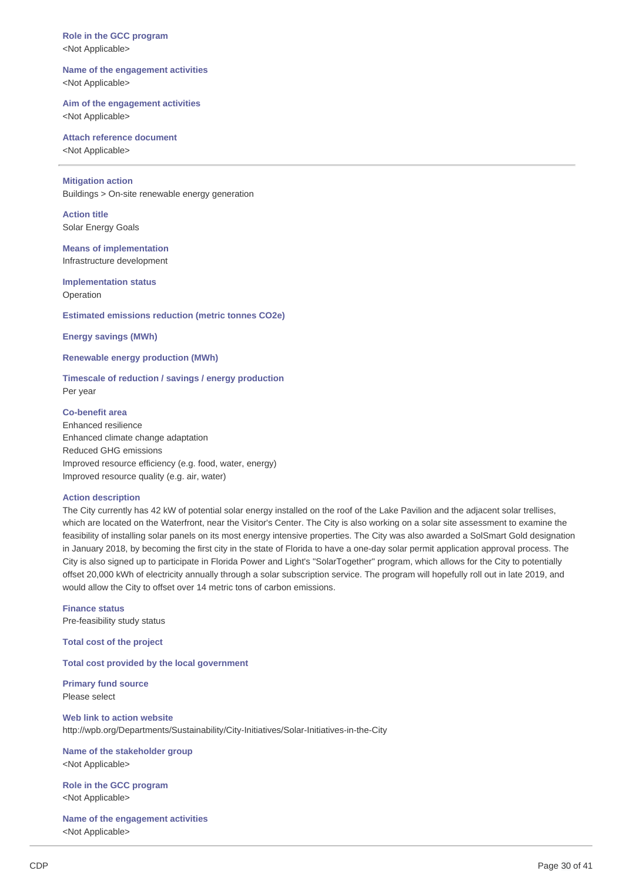**Role in the GCC program**
<Not Applicable>

**Name of the engagement activities**
<Not Applicable>

**Aim of the engagement activities**
<Not Applicable>

**Attach reference document**
<Not Applicable>

---

**Mitigation action**
Buildings > On-site renewable energy generation

**Action title**
Solar Energy Goals

**Means of implementation**
Infrastructure development

**Implementation status**
Operation

**Estimated emissions reduction (metric tonnes CO2e)**

**Energy savings (MWh)**

**Renewable energy production (MWh)**

**Timescale of reduction / savings / energy production**
Per year

**Co-benefit area**
Enhanced resilience
Enhanced climate change adaptation
Reduced GHG emissions
Improved resource efficiency (e.g. food, water, energy)
Improved resource quality (e.g. air, water)

**Action description**
The City currently has 42 kW of potential solar energy installed on the roof of the Lake Pavilion and the adjacent solar trellises, which are located on the Waterfront, near the Visitor's Center. The City is also working on a solar site assessment to examine the feasibility of installing solar panels on its most energy intensive properties. The City was also awarded a SolSmart Gold designation in January 2018, by becoming the first city in the state of Florida to have a one-day solar permit application approval process. The City is also signed up to participate in Florida Power and Light's "SolarTogether" program, which allows for the City to potentially offset 20,000 kWh of electricity annually through a solar subscription service. The program will hopefully roll out in late 2019, and would allow the City to offset over 14 metric tons of carbon emissions.

**Finance status**
Pre-feasibility study status

**Total cost of the project**

**Total cost provided by the local government**

**Primary fund source**
Please select

**Web link to action website**
http://wpb.org/Departments/Sustainability/City-Initiatives/Solar-Initiatives-in-the-City

**Name of the stakeholder group**
<Not Applicable>

**Role in the GCC program**
<Not Applicable>

**Name of the engagement activities**
<Not Applicable>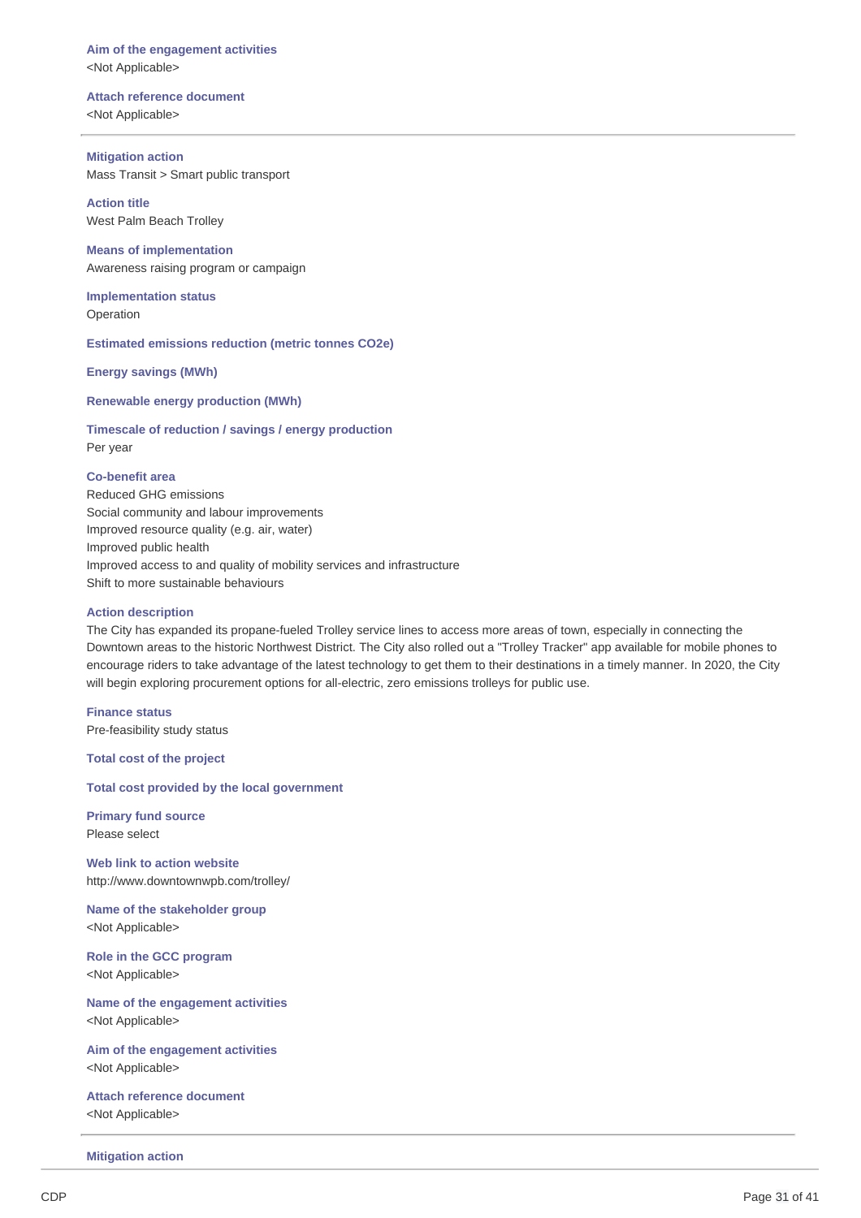**Aim of the engagement activities**
<Not Applicable>

**Attach reference document**
<Not Applicable>

---

**Mitigation action**
Mass Transit > Smart public transport

**Action title**
West Palm Beach Trolley

**Means of implementation**
Awareness raising program or campaign

**Implementation status**
Operation

**Estimated emissions reduction (metric tonnes CO2e)**

**Energy savings (MWh)**

**Renewable energy production (MWh)**

**Timescale of reduction / savings / energy production**
Per year

**Co-benefit area**
Reduced GHG emissions
Social community and labour improvements
Improved resource quality (e.g. air, water)
Improved public health
Improved access to and quality of mobility services and infrastructure
Shift to more sustainable behaviours

**Action description**
The City has expanded its propane-fueled Trolley service lines to access more areas of town, especially in connecting the Downtown areas to the historic Northwest District. The City also rolled out a "Trolley Tracker" app available for mobile phones to encourage riders to take advantage of the latest technology to get them to their destinations in a timely manner. In 2020, the City will begin exploring procurement options for all-electric, zero emissions trolleys for public use.

**Finance status**
Pre-feasibility study status

**Total cost of the project**

**Total cost provided by the local government**

**Primary fund source**
Please select

**Web link to action website**
http://www.downtownwpb.com/trolley/

**Name of the stakeholder group**
<Not Applicable>

**Role in the GCC program**
<Not Applicable>

**Name of the engagement activities**
<Not Applicable>

**Aim of the engagement activities**
<Not Applicable>

**Attach reference document**
<Not Applicable>

---

**Mitigation action**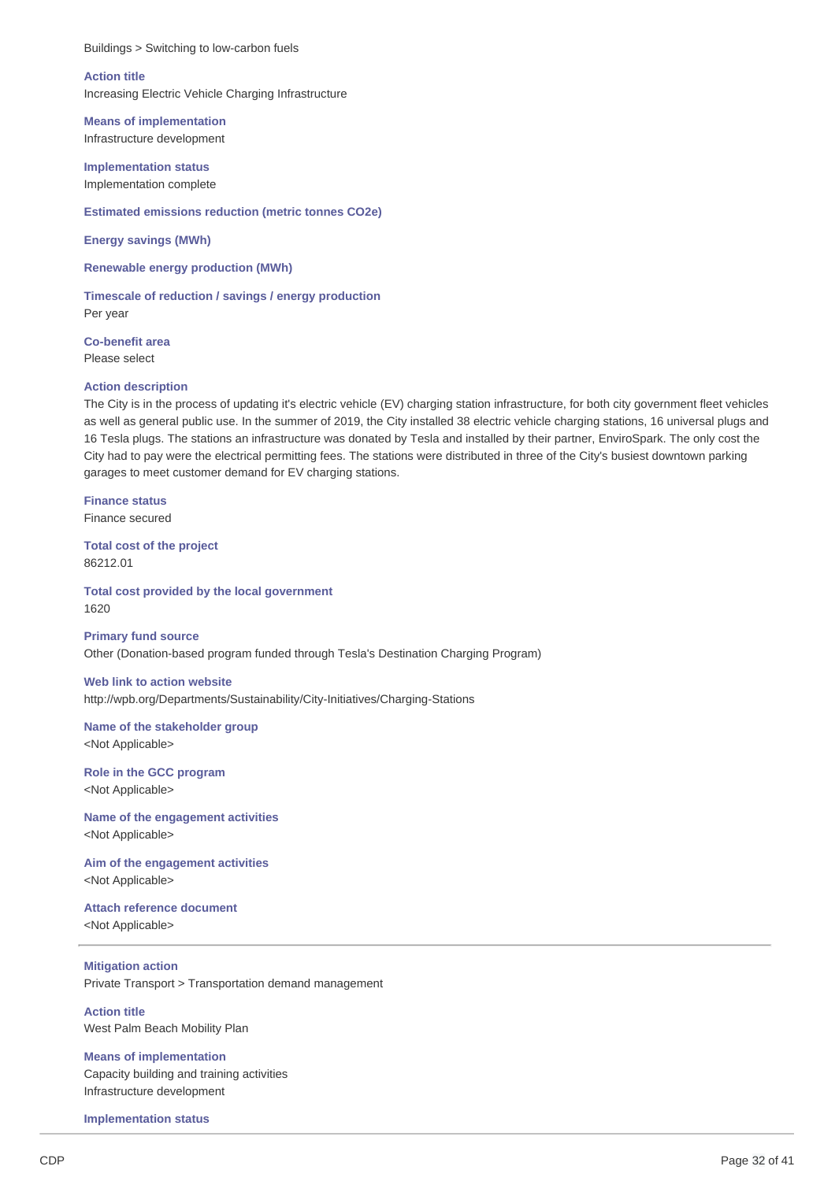Buildings > Switching to low-carbon fuels

**Action title**
Increasing Electric Vehicle Charging Infrastructure

**Means of implementation**
Infrastructure development

**Implementation status**
Implementation complete

**Estimated emissions reduction (metric tonnes CO2e)**

**Energy savings (MWh)**

**Renewable energy production (MWh)**

**Timescale of reduction / savings / energy production**
Per year

**Co-benefit area**
Please select

**Action description**
The City is in the process of updating it's electric vehicle (EV) charging station infrastructure, for both city government fleet vehicles as well as general public use. In the summer of 2019, the City installed 38 electric vehicle charging stations, 16 universal plugs and 16 Tesla plugs. The stations an infrastructure was donated by Tesla and installed by their partner, EnviroSpark. The only cost the City had to pay were the electrical permitting fees. The stations were distributed in three of the City's busiest downtown parking garages to meet customer demand for EV charging stations.

**Finance status**
Finance secured

**Total cost of the project**
86212.01

**Total cost provided by the local government**
1620

**Primary fund source**
Other (Donation-based program funded through Tesla's Destination Charging Program)

**Web link to action website**
http://wpb.org/Departments/Sustainability/City-Initiatives/Charging-Stations

**Name of the stakeholder group**
<Not Applicable>

**Role in the GCC program**
<Not Applicable>

**Name of the engagement activities**
<Not Applicable>

**Aim of the engagement activities**
<Not Applicable>

**Attach reference document**
<Not Applicable>

---

**Mitigation action**
Private Transport > Transportation demand management

**Action title**
West Palm Beach Mobility Plan

**Means of implementation**
Capacity building and training activities
Infrastructure development

**Implementation status**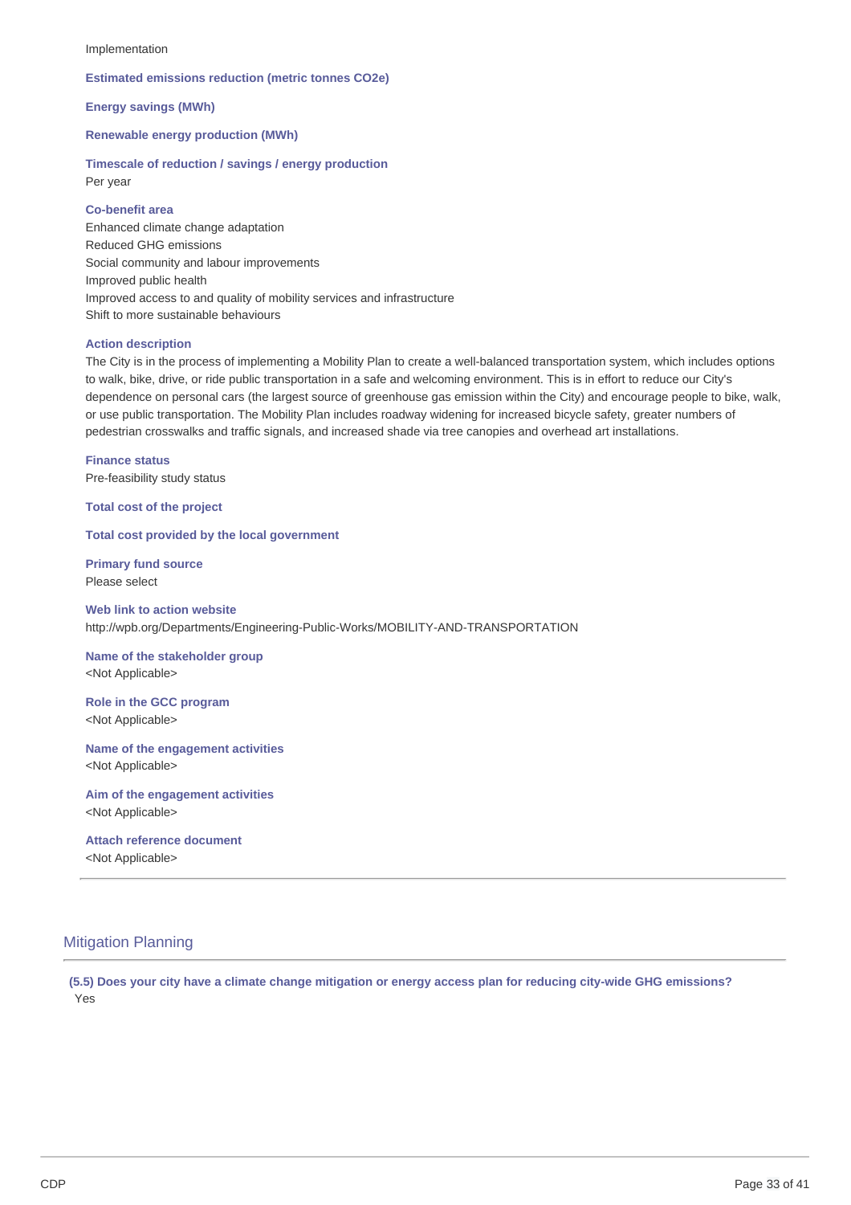Implementation

**Estimated emissions reduction (metric tonnes CO2e)**

**Energy savings (MWh)**

**Renewable energy production (MWh)**

**Timescale of reduction / savings / energy production**

Per year

**Co-benefit area**

Enhanced climate change adaptation
Reduced GHG emissions
Social community and labour improvements
Improved public health
Improved access to and quality of mobility services and infrastructure
Shift to more sustainable behaviours

**Action description**

The City is in the process of implementing a Mobility Plan to create a well-balanced transportation system, which includes options to walk, bike, drive, or ride public transportation in a safe and welcoming environment. This is in effort to reduce our City's dependence on personal cars (the largest source of greenhouse gas emission within the City) and encourage people to bike, walk, or use public transportation. The Mobility Plan includes roadway widening for increased bicycle safety, greater numbers of pedestrian crosswalks and traffic signals, and increased shade via tree canopies and overhead art installations.

**Finance status**

Pre-feasibility study status

**Total cost of the project**

**Total cost provided by the local government**

**Primary fund source**

Please select

**Web link to action website**

http://wpb.org/Departments/Engineering-Public-Works/MOBILITY-AND-TRANSPORTATION

**Name of the stakeholder group**

<Not Applicable>

**Role in the GCC program**

<Not Applicable>

**Name of the engagement activities**

<Not Applicable>

**Aim of the engagement activities**

<Not Applicable>

**Attach reference document**

<Not Applicable>

---

## Mitigation Planning

**(5.5) Does your city have a climate change mitigation or energy access plan for reducing city-wide GHG emissions?**

Yes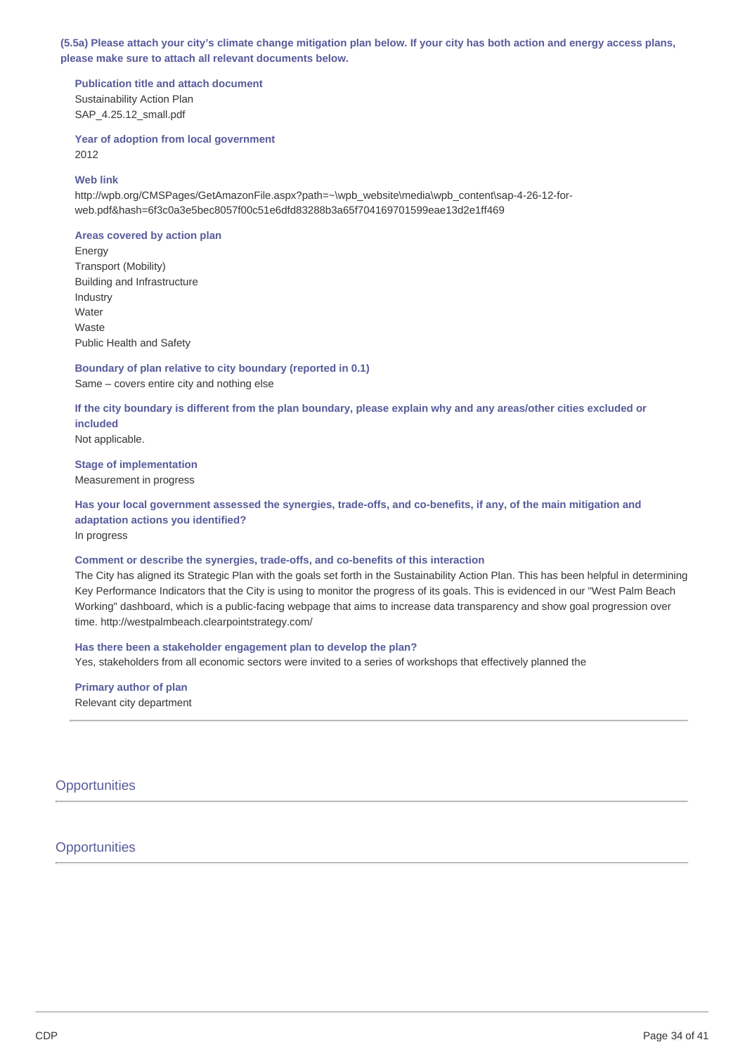**(5.5a) Please attach your city's climate change mitigation plan below. If your city has both action and energy access plans, please make sure to attach all relevant documents below.**

**Publication title and attach document**

Sustainability Action Plan
SAP_4.25.12_small.pdf

**Year of adoption from local government**

2012

**Web link**

http://wpb.org/CMSPages/GetAmazonFile.aspx?path=~\wpb_website\media\wpb_content\sap-4-26-12-for-web.pdf&hash=6f3c0a3e5bec8057f00c51e6dfd83288b3a65f704169701599eae13d2e1ff469

**Areas covered by action plan**

Energy
Transport (Mobility)
Building and Infrastructure
Industry
Water
Waste
Public Health and Safety

**Boundary of plan relative to city boundary (reported in 0.1)**

Same – covers entire city and nothing else

**If the city boundary is different from the plan boundary, please explain why and any areas/other cities excluded or included**

Not applicable.

**Stage of implementation**

Measurement in progress

**Has your local government assessed the synergies, trade-offs, and co-benefits, if any, of the main mitigation and adaptation actions you identified?**

In progress

**Comment or describe the synergies, trade-offs, and co-benefits of this interaction**

The City has aligned its Strategic Plan with the goals set forth in the Sustainability Action Plan. This has been helpful in determining Key Performance Indicators that the City is using to monitor the progress of its goals. This is evidenced in our "West Palm Beach Working" dashboard, which is a public-facing webpage that aims to increase data transparency and show goal progression over time. http://westpalmbeach.clearpointstrategy.com/

**Has there been a stakeholder engagement plan to develop the plan?**

Yes, stakeholders from all economic sectors were invited to a series of workshops that effectively planned the

**Primary author of plan**

Relevant city department

---

## Opportunities

---

## Opportunities

---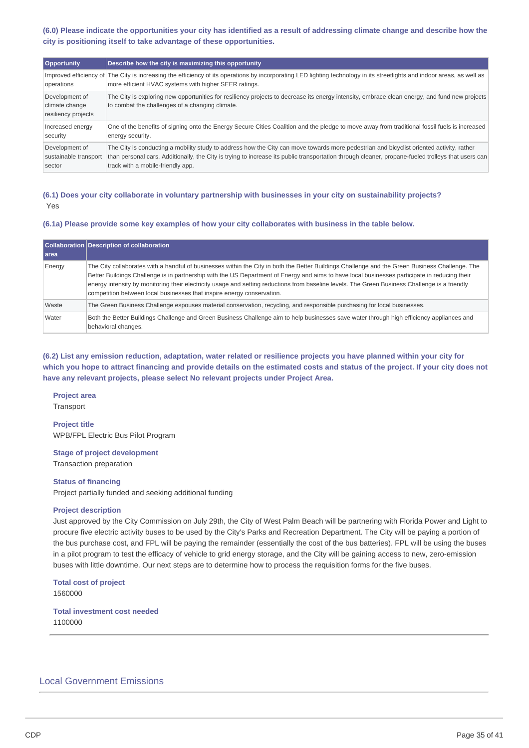### (6.0) Please indicate the opportunities your city has identified as a result of addressing climate change and describe how the city is positioning itself to take advantage of these opportunities.

| Opportunity | Describe how the city is maximizing this opportunity |
|---|---|
| Improved efficiency of operations | The City is increasing the efficiency of its operations by incorporating LED lighting technology in its streetlights and indoor areas, as well as more efficient HVAC systems with higher SEER ratings. |
| Development of climate change resiliency projects | The City is exploring new opportunities for resiliency projects to decrease its energy intensity, embrace clean energy, and fund new projects to combat the challenges of a changing climate. |
| Increased energy security | One of the benefits of signing onto the Energy Secure Cities Coalition and the pledge to move away from traditional fossil fuels is increased energy security. |
| Development of sustainable transport sector | The City is conducting a mobility study to address how the City can move towards more pedestrian and bicyclist oriented activity, rather than personal cars. Additionally, the City is trying to increase its public transportation through cleaner, propane-fueled trolleys that users can track with a mobile-friendly app. |

### (6.1) Does your city collaborate in voluntary partnership with businesses in your city on sustainability projects?

Yes

### (6.1a) Please provide some key examples of how your city collaborates with business in the table below.

| Collaboration area | Description of collaboration |
|---|---|
| Energy | The City collaborates with a handful of businesses within the City in both the Better Buildings Challenge and the Green Business Challenge. The Better Buildings Challenge is in partnership with the US Department of Energy and aims to have local businesses participate in reducing their energy intensity by monitoring their electricity usage and setting reductions from baseline levels. The Green Business Challenge is a friendly competition between local businesses that inspire energy conservation. |
| Waste | The Green Business Challenge espouses material conservation, recycling, and responsible purchasing for local businesses. |
| Water | Both the Better Buildings Challenge and Green Business Challenge aim to help businesses save water through high efficiency appliances and behavioral changes. |

### (6.2) List any emission reduction, adaptation, water related or resilience projects you have planned within your city for which you hope to attract financing and provide details on the estimated costs and status of the project. If your city does not have any relevant projects, please select No relevant projects under Project Area.

**Project area**
Transport

**Project title**
WPB/FPL Electric Bus Pilot Program

**Stage of project development**
Transaction preparation

**Status of financing**
Project partially funded and seeking additional funding

**Project description**
Just approved by the City Commission on July 29th, the City of West Palm Beach will be partnering with Florida Power and Light to procure five electric activity buses to be used by the City's Parks and Recreation Department. The City will be paying a portion of the bus purchase cost, and FPL will be paying the remainder (essentially the cost of the bus batteries). FPL will be using the buses in a pilot program to test the efficacy of vehicle to grid energy storage, and the City will be gaining access to new, zero-emission buses with little downtime. Our next steps are to determine how to process the requisition forms for the five buses.

**Total cost of project**
1560000

**Total investment cost needed**
1100000

## Local Government Emissions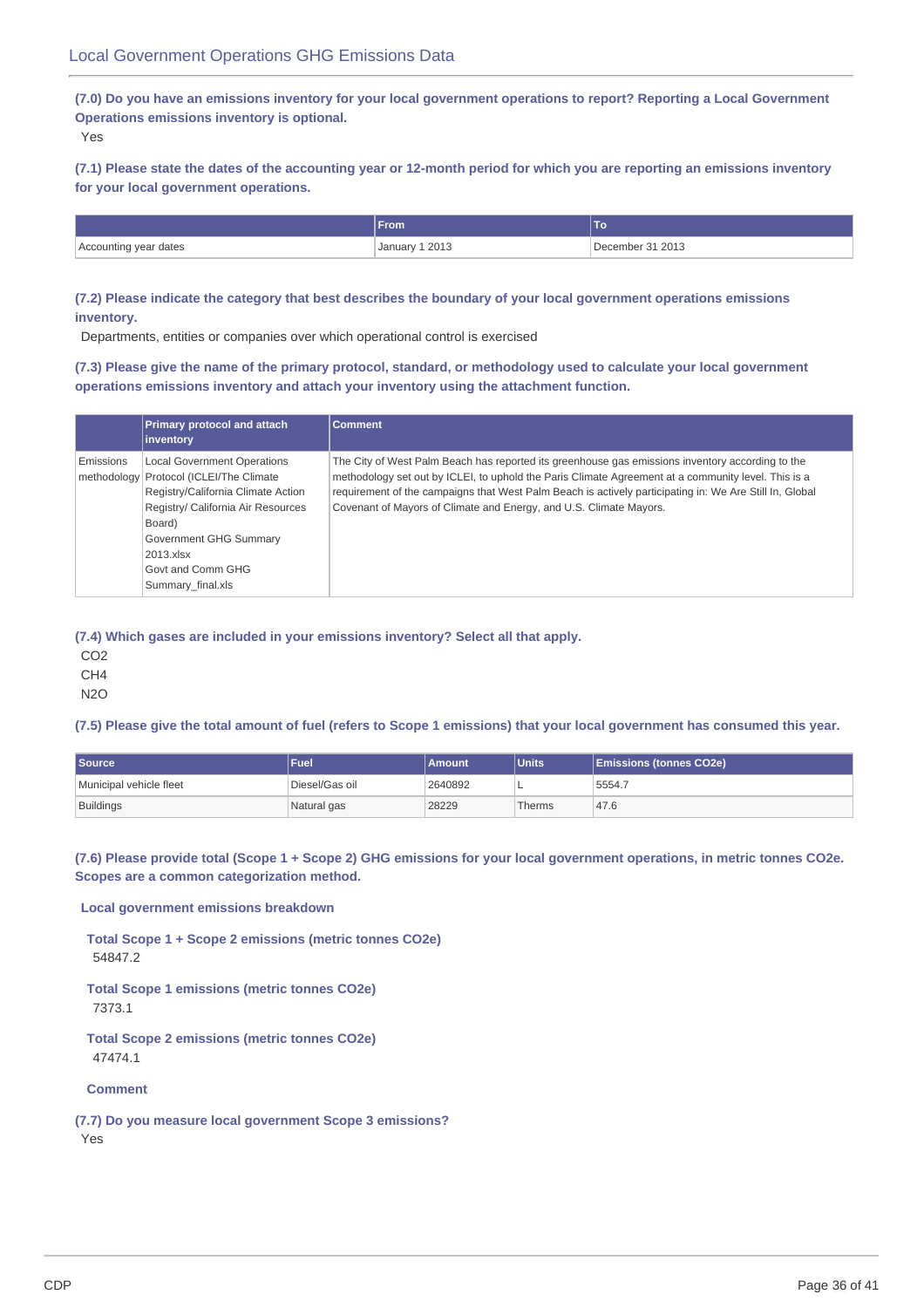## Local Government Operations GHG Emissions Data

**(7.0) Do you have an emissions inventory for your local government operations to report? Reporting a Local Government Operations emissions inventory is optional.**

Yes

**(7.1) Please state the dates of the accounting year or 12-month period for which you are reporting an emissions inventory for your local government operations.**

| | From | To |
|---|---|---|
| Accounting year dates | January 1 2013 | December 31 2013 |

**(7.2) Please indicate the category that best describes the boundary of your local government operations emissions inventory.**

Departments, entities or companies over which operational control is exercised

**(7.3) Please give the name of the primary protocol, standard, or methodology used to calculate your local government operations emissions inventory and attach your inventory using the attachment function.**

| | Primary protocol and attach inventory | Comment |
|---|---|---|
| Emissions methodology | Local Government Operations Protocol (ICLEI/The Climate Registry/California Climate Action Registry/ California Air Resources Board)<br>Government GHG Summary 2013.xlsx<br>Govt and Comm GHG Summary_final.xls | The City of West Palm Beach has reported its greenhouse gas emissions inventory according to the methodology set out by ICLEI, to uphold the Paris Climate Agreement at a community level. This is a requirement of the campaigns that West Palm Beach is actively participating in: We Are Still In, Global Covenant of Mayors of Climate and Energy, and U.S. Climate Mayors. |

**(7.4) Which gases are included in your emissions inventory? Select all that apply.**

$CO_2$

$CH_4$

$N_2O$

**(7.5) Please give the total amount of fuel (refers to Scope 1 emissions) that your local government has consumed this year.**

| Source | Fuel | Amount | Units | Emissions (tonnes CO2e) |
|---|---|---|---|---|
| Municipal vehicle fleet | Diesel/Gas oil | 2640892 | L | 5554.7 |
| Buildings | Natural gas | 28229 | Therms | 47.6 |

**(7.6) Please provide total (Scope 1 + Scope 2) GHG emissions for your local government operations, in metric tonnes CO2e. Scopes are a common categorization method.**

**Local government emissions breakdown**

**Total Scope 1 + Scope 2 emissions (metric tonnes CO2e)**

54847.2

**Total Scope 1 emissions (metric tonnes CO2e)**

7373.1

**Total Scope 2 emissions (metric tonnes CO2e)**

47474.1

**Comment**

**(7.7) Do you measure local government Scope 3 emissions?**

Yes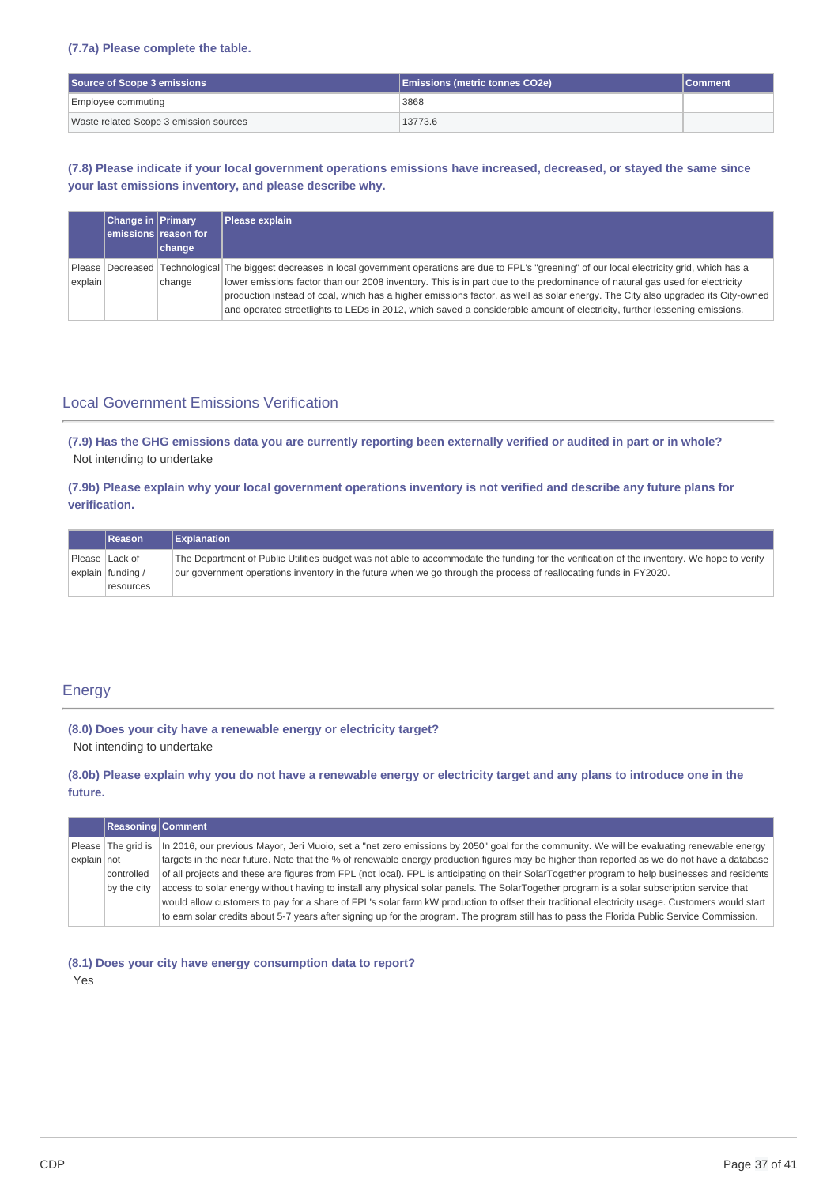**(7.7a) Please complete the table.**

| Source of Scope 3 emissions | Emissions (metric tonnes CO2e) | Comment |
|---|---|---|
| Employee commuting | 3868 | |
| Waste related Scope 3 emission sources | 13773.6 | |

**(7.8) Please indicate if your local government operations emissions have increased, decreased, or stayed the same since your last emissions inventory, and please describe why.**

| | Change in emissions | Primary reason for change | Please explain |
|---|---|---|---|
| Please explain | Decreased | Technological change | The biggest decreases in local government operations are due to FPL's "greening" of our local electricity grid, which has a lower emissions factor than our 2008 inventory. This is in part due to the predominance of natural gas used for electricity production instead of coal, which has a higher emissions factor, as well as solar energy. The City also upgraded its City-owned and operated streetlights to LEDs in 2012, which saved a considerable amount of electricity, further lessening emissions. |

## Local Government Emissions Verification

**(7.9) Has the GHG emissions data you are currently reporting been externally verified or audited in part or in whole?**

Not intending to undertake

**(7.9b) Please explain why your local government operations inventory is not verified and describe any future plans for verification.**

| | Reason | Explanation |
|---|---|---|
| Please explain | Lack of funding / resources | The Department of Public Utilities budget was not able to accommodate the funding for the verification of the inventory. We hope to verify our government operations inventory in the future when we go through the process of reallocating funds in FY2020. |

## Energy

**(8.0) Does your city have a renewable energy or electricity target?**

Not intending to undertake

**(8.0b) Please explain why you do not have a renewable energy or electricity target and any plans to introduce one in the future.**

| | Reasoning | Comment |
|---|---|---|
| Please explain | The grid is not controlled by the city | In 2016, our previous Mayor, Jeri Muoio, set a "net zero emissions by 2050" goal for the community. We will be evaluating renewable energy targets in the near future. Note that the % of renewable energy production figures may be higher than reported as we do not have a database of all projects and these are figures from FPL (not local). FPL is anticipating on their SolarTogether program to help businesses and residents access to solar energy without having to install any physical solar panels. The SolarTogether program is a solar subscription service that would allow customers to pay for a share of FPL's solar farm kW production to offset their traditional electricity usage. Customers would start to earn solar credits about 5-7 years after signing up for the program. The program still has to pass the Florida Public Service Commission. |

**(8.1) Does your city have energy consumption data to report?**

Yes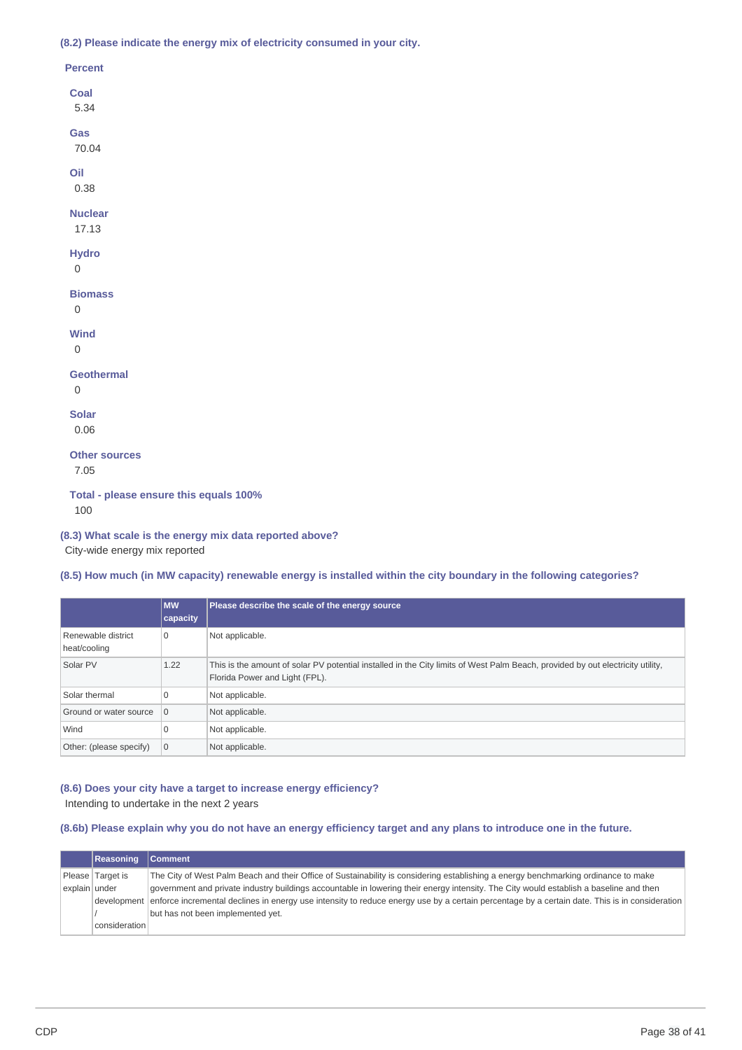### (8.2) Please indicate the energy mix of electricity consumed in your city.

**Percent**

**Coal**
5.34

**Gas**
70.04

**Oil**
0.38

**Nuclear**
17.13

**Hydro**
0

**Biomass**
0

**Wind**
0

**Geothermal**
0

**Solar**
0.06

**Other sources**
7.05

**Total - please ensure this equals 100%**
100

### (8.3) What scale is the energy mix data reported above?

City-wide energy mix reported

### (8.5) How much (in MW capacity) renewable energy is installed within the city boundary in the following categories?

| | MW capacity | Please describe the scale of the energy source |
|---|---|---|
| Renewable district heat/cooling | 0 | Not applicable. |
| Solar PV | 1.22 | This is the amount of solar PV potential installed in the City limits of West Palm Beach, provided by out electricity utility, Florida Power and Light (FPL). |
| Solar thermal | 0 | Not applicable. |
| Ground or water source | 0 | Not applicable. |
| Wind | 0 | Not applicable. |
| Other: (please specify) | 0 | Not applicable. |

### (8.6) Does your city have a target to increase energy efficiency?

Intending to undertake in the next 2 years

### (8.6b) Please explain why you do not have an energy efficiency target and any plans to introduce one in the future.

| | Reasoning | Comment |
|---|---|---|
| Please explain | Target is under development / consideration | The City of West Palm Beach and their Office of Sustainability is considering establishing a energy benchmarking ordinance to make government and private industry buildings accountable in lowering their energy intensity. The City would establish a baseline and then enforce incremental declines in energy use intensity to reduce energy use by a certain percentage by a certain date. This is in consideration but has not been implemented yet. |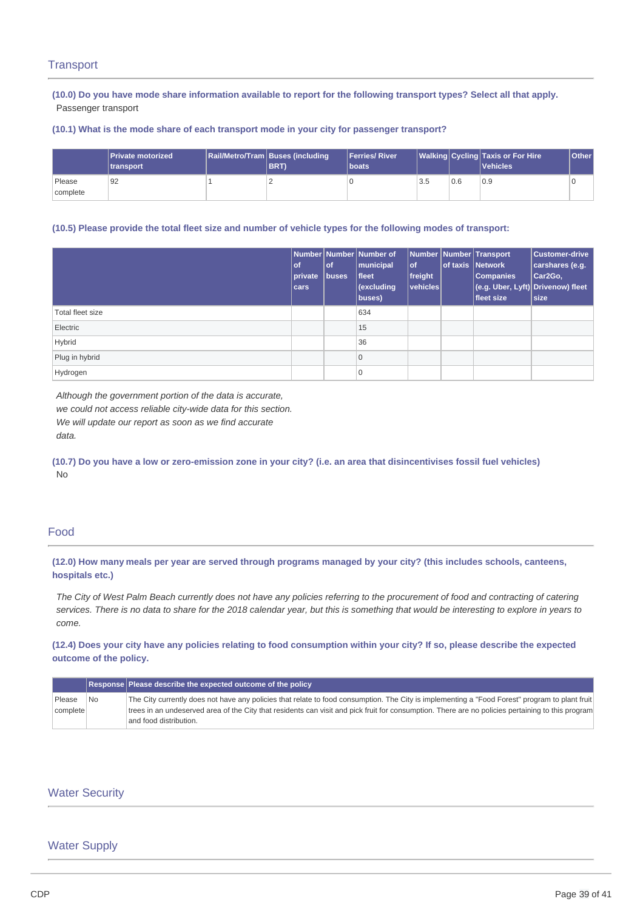## Transport

**(10.0) Do you have mode share information available to report for the following transport types? Select all that apply.**

Passenger transport

**(10.1) What is the mode share of each transport mode in your city for passenger transport?**

| | Private motorized transport | Rail/Metro/Tram | Buses (including BRT) | Ferries/ River boats | Walking | Cycling | Taxis or For Hire Vehicles | Other |
|---|---|---|---|---|---|---|---|---|
| Please complete | 92 | 1 | 2 | 0 | 3.5 | 0.6 | 0.9 | 0 |

**(10.5) Please provide the total fleet size and number of vehicle types for the following modes of transport:**

| | Number of private cars | Number of buses | Number of municipal fleet (excluding buses) | Number of freight vehicles | Number of taxis | Transport Network Companies (e.g. Uber, Lyft) fleet size | Customer-drive carshares (e.g. Car2Go, Drivenow) fleet size |
|---|---|---|---|---|---|---|---|
| Total fleet size | | | 634 | | | | |
| Electric | | | 15 | | | | |
| Hybrid | | | 36 | | | | |
| Plug in hybrid | | | 0 | | | | |
| Hydrogen | | | 0 | | | | |

*Although the government portion of the data is accurate, we could not access reliable city-wide data for this section. We will update our report as soon as we find accurate data.*

**(10.7) Do you have a low or zero-emission zone in your city? (i.e. an area that disincentivises fossil fuel vehicles)**

No

## Food

**(12.0) How many meals per year are served through programs managed by your city? (this includes schools, canteens, hospitals etc.)**

*The City of West Palm Beach currently does not have any policies referring to the procurement of food and contracting of catering services. There is no data to share for the 2018 calendar year, but this is something that would be interesting to explore in years to come.*

**(12.4) Does your city have any policies relating to food consumption within your city? If so, please describe the expected outcome of the policy.**

| | Response | Please describe the expected outcome of the policy |
|---|---|---|
| Please complete | No | The City currently does not have any policies that relate to food consumption. The City is implementing a "Food Forest" program to plant fruit trees in an undeserved area of the City that residents can visit and pick fruit for consumption. There are no policies pertaining to this program and food distribution. |

## Water Security

## Water Supply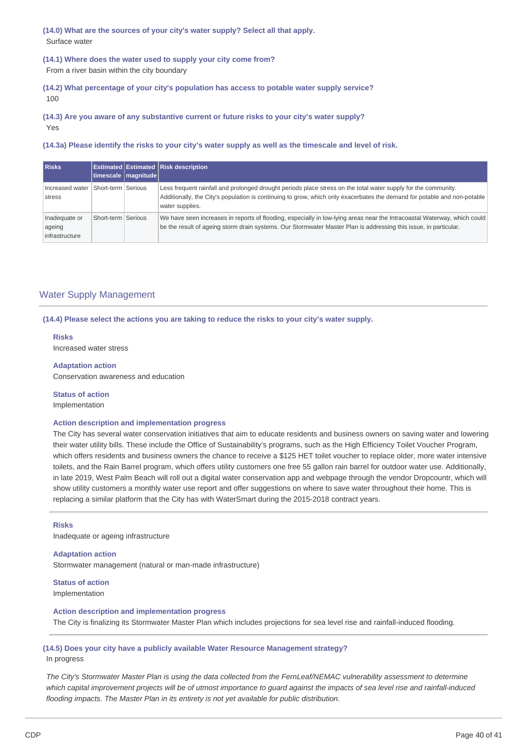**(14.0) What are the sources of your city's water supply? Select all that apply.**

Surface water

**(14.1) Where does the water used to supply your city come from?**

From a river basin within the city boundary

**(14.2) What percentage of your city's population has access to potable water supply service?**

100

**(14.3) Are you aware of any substantive current or future risks to your city's water supply?**

Yes

**(14.3a) Please identify the risks to your city's water supply as well as the timescale and level of risk.**

| Risks | Estimated timescale | Estimated magnitude | Risk description |
|---|---|---|---|
| Increased water stress | Short-term | Serious | Less frequent rainfall and prolonged drought periods place stress on the total water supply for the community. Additionally, the City's population is continuing to grow, which only exacerbates the demand for potable and non-potable water supplies. |
| Inadequate or ageing infrastructure | Short-term | Serious | We have seen increases in reports of flooding, especially in low-lying areas near the Intracoastal Waterway, which could be the result of ageing storm drain systems. Our Stormwater Master Plan is addressing this issue, in particular. |

## Water Supply Management

**(14.4) Please select the actions you are taking to reduce the risks to your city's water supply.**

**Risks**

Increased water stress

**Adaptation action**

Conservation awareness and education

**Status of action**

Implementation

**Action description and implementation progress**

The City has several water conservation initiatives that aim to educate residents and business owners on saving water and lowering their water utility bills. These include the Office of Sustainability's programs, such as the High Efficiency Toilet Voucher Program, which offers residents and business owners the chance to receive a $125 HET toilet voucher to replace older, more water intensive toilets, and the Rain Barrel program, which offers utility customers one free 55 gallon rain barrel for outdoor water use. Additionally, in late 2019, West Palm Beach will roll out a digital water conservation app and webpage through the vendor Dropcountr, which will show utility customers a monthly water use report and offer suggestions on where to save water throughout their home. This is replacing a similar platform that the City has with WaterSmart during the 2015-2018 contract years.

---

**Risks**

Inadequate or ageing infrastructure

**Adaptation action**

Stormwater management (natural or man-made infrastructure)

**Status of action**

Implementation

**Action description and implementation progress**

The City is finalizing its Stormwater Master Plan which includes projections for sea level rise and rainfall-induced flooding.

---

**(14.5) Does your city have a publicly available Water Resource Management strategy?**

In progress

*The City's Stormwater Master Plan is using the data collected from the FernLeaf/NEMAC vulnerability assessment to determine which capital improvement projects will be of utmost importance to guard against the impacts of sea level rise and rainfall-induced flooding impacts. The Master Plan in its entirety is not yet available for public distribution.*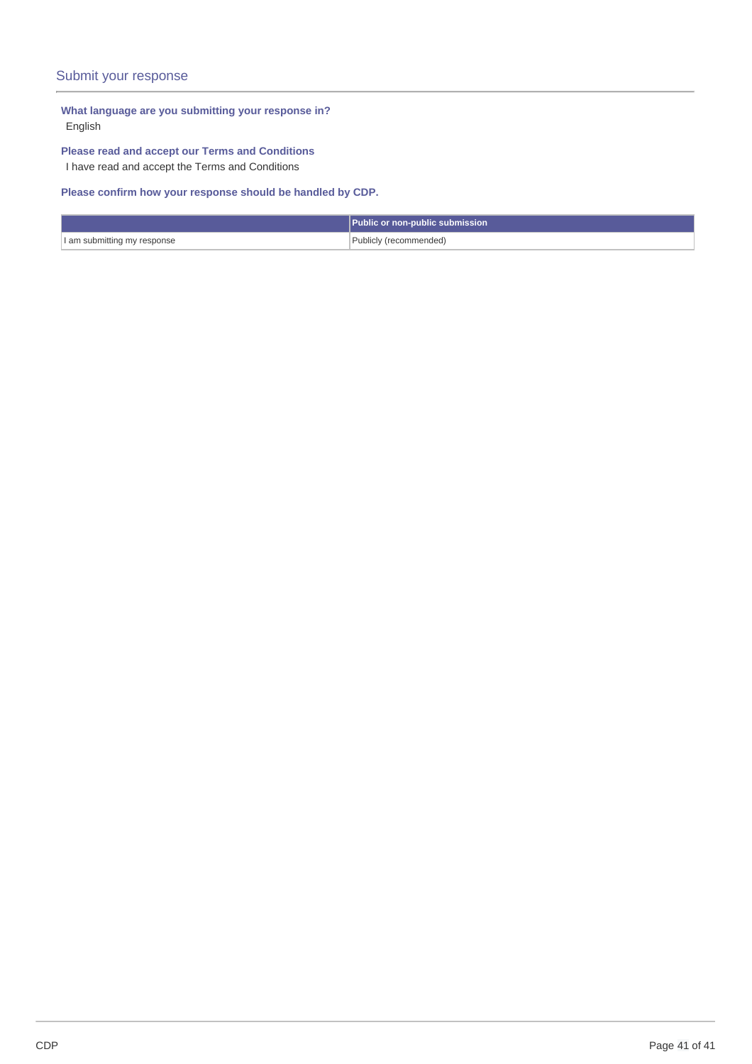## Submit your response

**What language are you submitting your response in?**

English

**Please read and accept our Terms and Conditions**

I have read and accept the Terms and Conditions

**Please confirm how your response should be handled by CDP.**

| | Public or non-public submission |
|---|---|
| I am submitting my response | Publicly (recommended) |